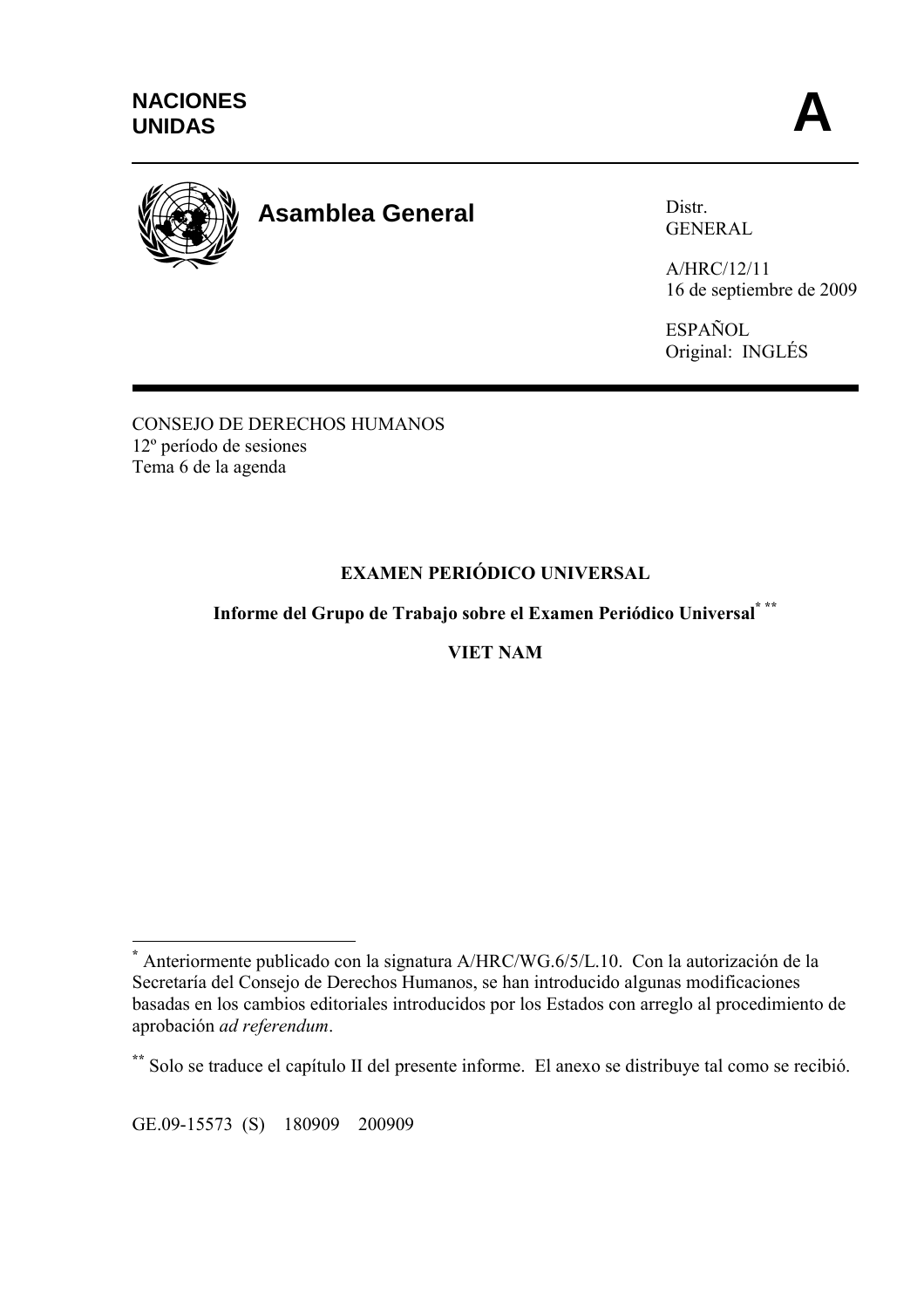**NACIONES UNIDAS** **A**

**Asamblea General**

Distr.
GENERAL

A/HRC/12/11
16 de septiembre de 2009

ESPAÑOL
Original: INGLÉS

CONSEJO DE DERECHOS HUMANOS
12º período de sesiones
Tema 6 de la agenda

**EXAMEN PERIÓDICO UNIVERSAL**

**Informe del Grupo de Trabajo sobre el Examen Periódico Universal*** **

**VIET NAM**

---

\* Anteriormente publicado con la signatura A/HRC/WG.6/5/L.10. Con la autorización de la Secretaría del Consejo de Derechos Humanos, se han introducido algunas modificaciones basadas en los cambios editoriales introducidos por los Estados con arreglo al procedimiento de aprobación *ad referendum*.

\*\* Solo se traduce el capítulo II del presente informe. El anexo se distribuye tal como se recibió.

GE.09-15573 (S) 180909 200909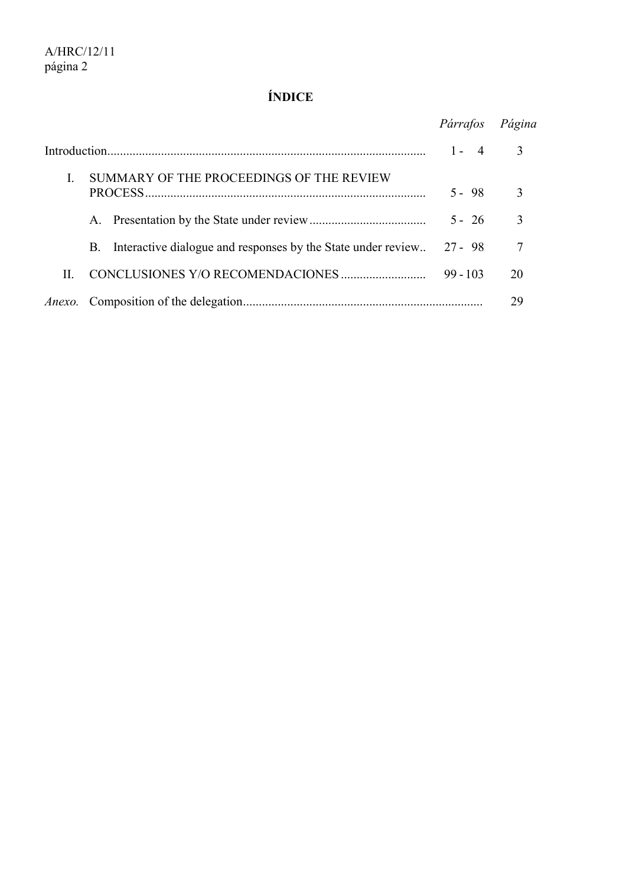# ÍNDICE

| | *Párrafos* | *Página* |
|---|---|---|
| Introduction | 1 - 4 | 3 |
| I. SUMMARY OF THE PROCEEDINGS OF THE REVIEW PROCESS | 5 - 98 | 3 |
| A. Presentation by the State under review | 5 - 26 | 3 |
| B. Interactive dialogue and responses by the State under review | 27 - 98 | 7 |
| II. CONCLUSIONES Y/O RECOMENDACIONES | 99 - 103 | 20 |
| *Anexo.* Composition of the delegation | | 29 |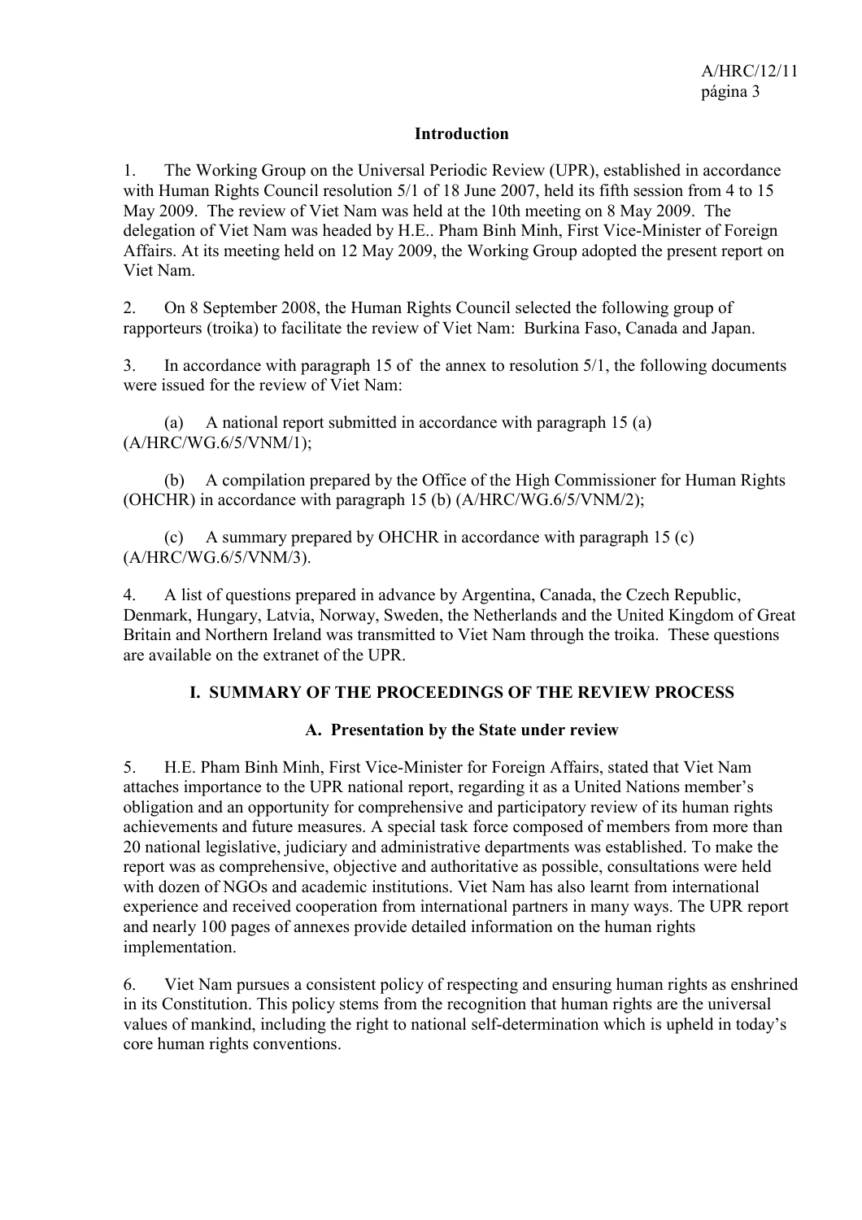## Introduction

1. The Working Group on the Universal Periodic Review (UPR), established in accordance with Human Rights Council resolution 5/1 of 18 June 2007, held its fifth session from 4 to 15 May 2009. The review of Viet Nam was held at the 10th meeting on 8 May 2009. The delegation of Viet Nam was headed by H.E.. Pham Binh Minh, First Vice-Minister of Foreign Affairs. At its meeting held on 12 May 2009, the Working Group adopted the present report on Viet Nam.

2. On 8 September 2008, the Human Rights Council selected the following group of rapporteurs (troika) to facilitate the review of Viet Nam: Burkina Faso, Canada and Japan.

3. In accordance with paragraph 15 of the annex to resolution 5/1, the following documents were issued for the review of Viet Nam:

(a) A national report submitted in accordance with paragraph 15 (a) (A/HRC/WG.6/5/VNM/1);

(b) A compilation prepared by the Office of the High Commissioner for Human Rights (OHCHR) in accordance with paragraph 15 (b) (A/HRC/WG.6/5/VNM/2);

(c) A summary prepared by OHCHR in accordance with paragraph 15 (c) (A/HRC/WG.6/5/VNM/3).

4. A list of questions prepared in advance by Argentina, Canada, the Czech Republic, Denmark, Hungary, Latvia, Norway, Sweden, the Netherlands and the United Kingdom of Great Britain and Northern Ireland was transmitted to Viet Nam through the troika. These questions are available on the extranet of the UPR.

## I. SUMMARY OF THE PROCEEDINGS OF THE REVIEW PROCESS

### A. Presentation by the State under review

5. H.E. Pham Binh Minh, First Vice-Minister for Foreign Affairs, stated that Viet Nam attaches importance to the UPR national report, regarding it as a United Nations member's obligation and an opportunity for comprehensive and participatory review of its human rights achievements and future measures. A special task force composed of members from more than 20 national legislative, judiciary and administrative departments was established. To make the report was as comprehensive, objective and authoritative as possible, consultations were held with dozen of NGOs and academic institutions. Viet Nam has also learnt from international experience and received cooperation from international partners in many ways. The UPR report and nearly 100 pages of annexes provide detailed information on the human rights implementation.

6. Viet Nam pursues a consistent policy of respecting and ensuring human rights as enshrined in its Constitution. This policy stems from the recognition that human rights are the universal values of mankind, including the right to national self-determination which is upheld in today's core human rights conventions.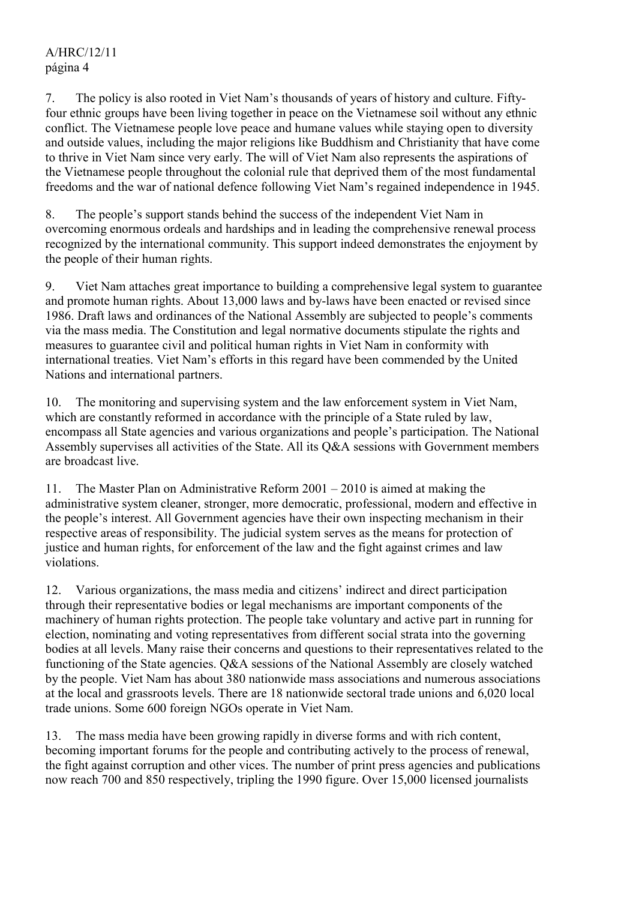7. The policy is also rooted in Viet Nam's thousands of years of history and culture. Fifty-four ethnic groups have been living together in peace on the Vietnamese soil without any ethnic conflict. The Vietnamese people love peace and humane values while staying open to diversity and outside values, including the major religions like Buddhism and Christianity that have come to thrive in Viet Nam since very early. The will of Viet Nam also represents the aspirations of the Vietnamese people throughout the colonial rule that deprived them of the most fundamental freedoms and the war of national defence following Viet Nam's regained independence in 1945.

8. The people's support stands behind the success of the independent Viet Nam in overcoming enormous ordeals and hardships and in leading the comprehensive renewal process recognized by the international community. This support indeed demonstrates the enjoyment by the people of their human rights.

9. Viet Nam attaches great importance to building a comprehensive legal system to guarantee and promote human rights. About 13,000 laws and by-laws have been enacted or revised since 1986. Draft laws and ordinances of the National Assembly are subjected to people's comments via the mass media. The Constitution and legal normative documents stipulate the rights and measures to guarantee civil and political human rights in Viet Nam in conformity with international treaties. Viet Nam's efforts in this regard have been commended by the United Nations and international partners.

10. The monitoring and supervising system and the law enforcement system in Viet Nam, which are constantly reformed in accordance with the principle of a State ruled by law, encompass all State agencies and various organizations and people's participation. The National Assembly supervises all activities of the State. All its Q&A sessions with Government members are broadcast live.

11. The Master Plan on Administrative Reform 2001 – 2010 is aimed at making the administrative system cleaner, stronger, more democratic, professional, modern and effective in the people's interest. All Government agencies have their own inspecting mechanism in their respective areas of responsibility. The judicial system serves as the means for protection of justice and human rights, for enforcement of the law and the fight against crimes and law violations.

12. Various organizations, the mass media and citizens' indirect and direct participation through their representative bodies or legal mechanisms are important components of the machinery of human rights protection. The people take voluntary and active part in running for election, nominating and voting representatives from different social strata into the governing bodies at all levels. Many raise their concerns and questions to their representatives related to the functioning of the State agencies. Q&A sessions of the National Assembly are closely watched by the people. Viet Nam has about 380 nationwide mass associations and numerous associations at the local and grassroots levels. There are 18 nationwide sectoral trade unions and 6,020 local trade unions. Some 600 foreign NGOs operate in Viet Nam.

13. The mass media have been growing rapidly in diverse forms and with rich content, becoming important forums for the people and contributing actively to the process of renewal, the fight against corruption and other vices. The number of print press agencies and publications now reach 700 and 850 respectively, tripling the 1990 figure. Over 15,000 licensed journalists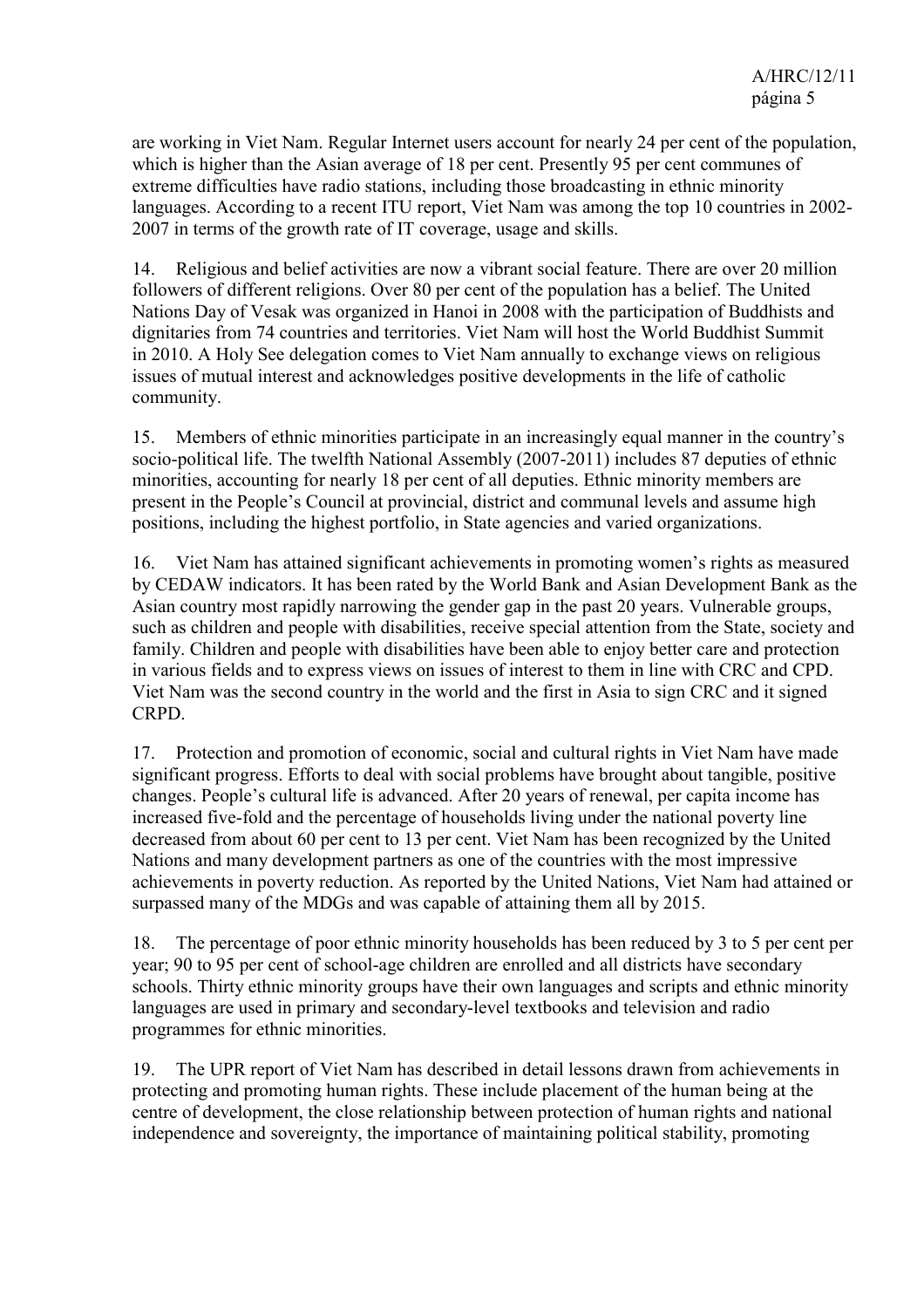are working in Viet Nam. Regular Internet users account for nearly 24 per cent of the population, which is higher than the Asian average of 18 per cent. Presently 95 per cent communes of extreme difficulties have radio stations, including those broadcasting in ethnic minority languages. According to a recent ITU report, Viet Nam was among the top 10 countries in 2002-2007 in terms of the growth rate of IT coverage, usage and skills.

14. Religious and belief activities are now a vibrant social feature. There are over 20 million followers of different religions. Over 80 per cent of the population has a belief. The United Nations Day of Vesak was organized in Hanoi in 2008 with the participation of Buddhists and dignitaries from 74 countries and territories. Viet Nam will host the World Buddhist Summit in 2010. A Holy See delegation comes to Viet Nam annually to exchange views on religious issues of mutual interest and acknowledges positive developments in the life of catholic community.

15. Members of ethnic minorities participate in an increasingly equal manner in the country's socio-political life. The twelfth National Assembly (2007-2011) includes 87 deputies of ethnic minorities, accounting for nearly 18 per cent of all deputies. Ethnic minority members are present in the People's Council at provincial, district and communal levels and assume high positions, including the highest portfolio, in State agencies and varied organizations.

16. Viet Nam has attained significant achievements in promoting women's rights as measured by CEDAW indicators. It has been rated by the World Bank and Asian Development Bank as the Asian country most rapidly narrowing the gender gap in the past 20 years. Vulnerable groups, such as children and people with disabilities, receive special attention from the State, society and family. Children and people with disabilities have been able to enjoy better care and protection in various fields and to express views on issues of interest to them in line with CRC and CPD. Viet Nam was the second country in the world and the first in Asia to sign CRC and it signed CRPD.

17. Protection and promotion of economic, social and cultural rights in Viet Nam have made significant progress. Efforts to deal with social problems have brought about tangible, positive changes. People's cultural life is advanced. After 20 years of renewal, per capita income has increased five-fold and the percentage of households living under the national poverty line decreased from about 60 per cent to 13 per cent. Viet Nam has been recognized by the United Nations and many development partners as one of the countries with the most impressive achievements in poverty reduction. As reported by the United Nations, Viet Nam had attained or surpassed many of the MDGs and was capable of attaining them all by 2015.

18. The percentage of poor ethnic minority households has been reduced by 3 to 5 per cent per year; 90 to 95 per cent of school-age children are enrolled and all districts have secondary schools. Thirty ethnic minority groups have their own languages and scripts and ethnic minority languages are used in primary and secondary-level textbooks and television and radio programmes for ethnic minorities.

19. The UPR report of Viet Nam has described in detail lessons drawn from achievements in protecting and promoting human rights. These include placement of the human being at the centre of development, the close relationship between protection of human rights and national independence and sovereignty, the importance of maintaining political stability, promoting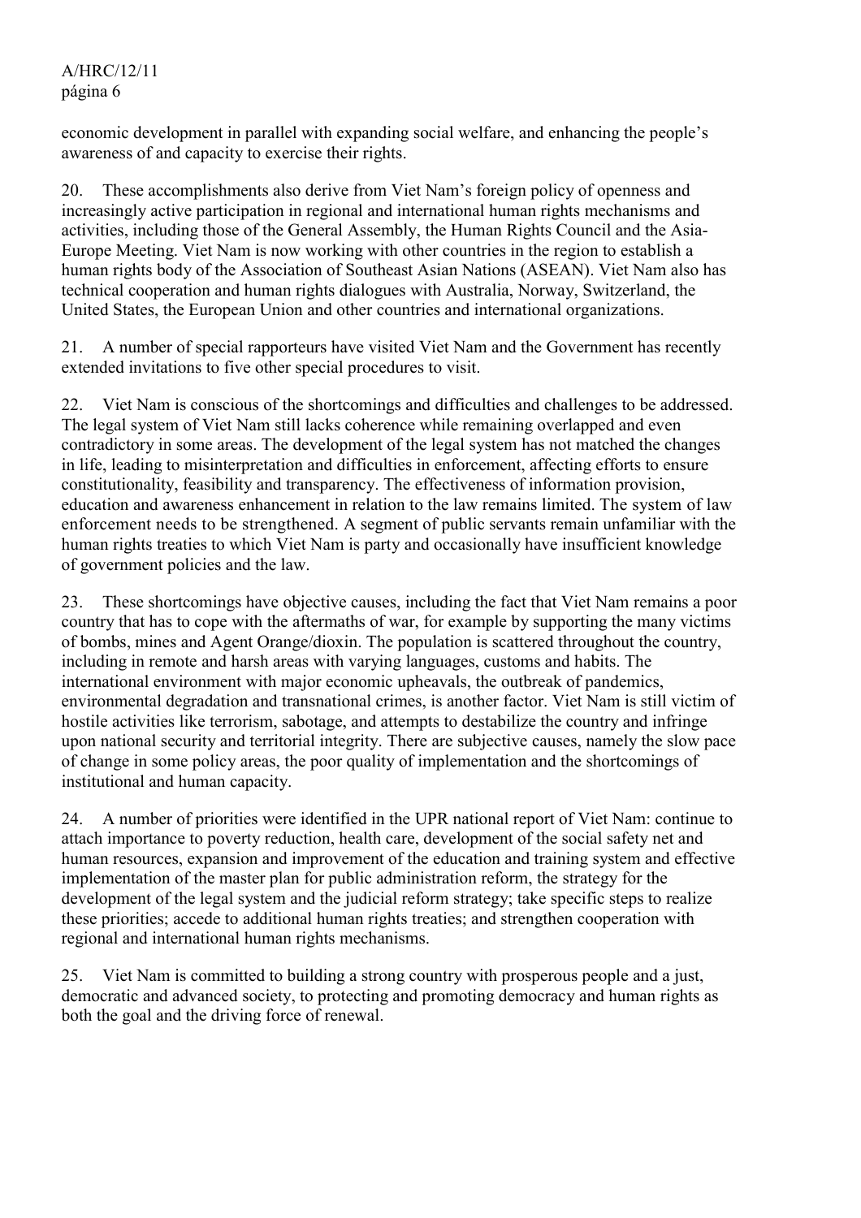economic development in parallel with expanding social welfare, and enhancing the people's awareness of and capacity to exercise their rights.

20. These accomplishments also derive from Viet Nam's foreign policy of openness and increasingly active participation in regional and international human rights mechanisms and activities, including those of the General Assembly, the Human Rights Council and the Asia-Europe Meeting. Viet Nam is now working with other countries in the region to establish a human rights body of the Association of Southeast Asian Nations (ASEAN). Viet Nam also has technical cooperation and human rights dialogues with Australia, Norway, Switzerland, the United States, the European Union and other countries and international organizations.

21. A number of special rapporteurs have visited Viet Nam and the Government has recently extended invitations to five other special procedures to visit.

22. Viet Nam is conscious of the shortcomings and difficulties and challenges to be addressed. The legal system of Viet Nam still lacks coherence while remaining overlapped and even contradictory in some areas. The development of the legal system has not matched the changes in life, leading to misinterpretation and difficulties in enforcement, affecting efforts to ensure constitutionality, feasibility and transparency. The effectiveness of information provision, education and awareness enhancement in relation to the law remains limited. The system of law enforcement needs to be strengthened. A segment of public servants remain unfamiliar with the human rights treaties to which Viet Nam is party and occasionally have insufficient knowledge of government policies and the law.

23. These shortcomings have objective causes, including the fact that Viet Nam remains a poor country that has to cope with the aftermaths of war, for example by supporting the many victims of bombs, mines and Agent Orange/dioxin. The population is scattered throughout the country, including in remote and harsh areas with varying languages, customs and habits. The international environment with major economic upheavals, the outbreak of pandemics, environmental degradation and transnational crimes, is another factor. Viet Nam is still victim of hostile activities like terrorism, sabotage, and attempts to destabilize the country and infringe upon national security and territorial integrity. There are subjective causes, namely the slow pace of change in some policy areas, the poor quality of implementation and the shortcomings of institutional and human capacity.

24. A number of priorities were identified in the UPR national report of Viet Nam: continue to attach importance to poverty reduction, health care, development of the social safety net and human resources, expansion and improvement of the education and training system and effective implementation of the master plan for public administration reform, the strategy for the development of the legal system and the judicial reform strategy; take specific steps to realize these priorities; accede to additional human rights treaties; and strengthen cooperation with regional and international human rights mechanisms.

25. Viet Nam is committed to building a strong country with prosperous people and a just, democratic and advanced society, to protecting and promoting democracy and human rights as both the goal and the driving force of renewal.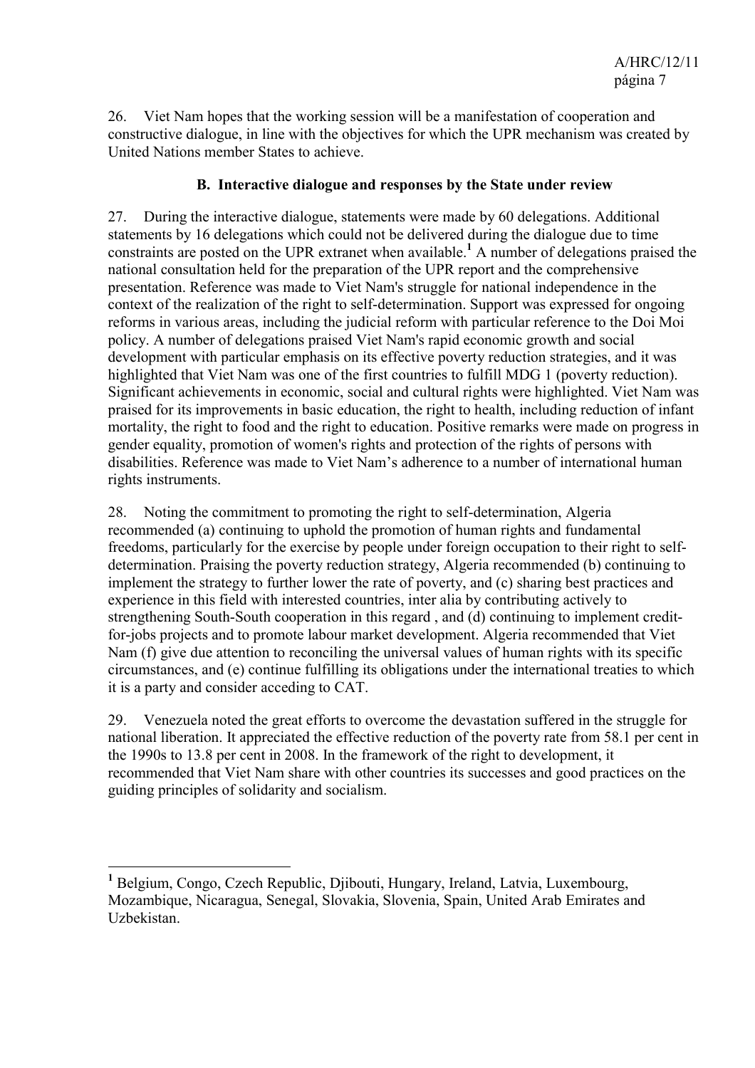26. Viet Nam hopes that the working session will be a manifestation of cooperation and constructive dialogue, in line with the objectives for which the UPR mechanism was created by United Nations member States to achieve.

### B. Interactive dialogue and responses by the State under review

27. During the interactive dialogue, statements were made by 60 delegations. Additional statements by 16 delegations which could not be delivered during the dialogue due to time constraints are posted on the UPR extranet when available.[1] A number of delegations praised the national consultation held for the preparation of the UPR report and the comprehensive presentation. Reference was made to Viet Nam's struggle for national independence in the context of the realization of the right to self-determination. Support was expressed for ongoing reforms in various areas, including the judicial reform with particular reference to the Doi Moi policy. A number of delegations praised Viet Nam's rapid economic growth and social development with particular emphasis on its effective poverty reduction strategies, and it was highlighted that Viet Nam was one of the first countries to fulfill MDG 1 (poverty reduction). Significant achievements in economic, social and cultural rights were highlighted. Viet Nam was praised for its improvements in basic education, the right to health, including reduction of infant mortality, the right to food and the right to education. Positive remarks were made on progress in gender equality, promotion of women's rights and protection of the rights of persons with disabilities. Reference was made to Viet Nam's adherence to a number of international human rights instruments.

28. Noting the commitment to promoting the right to self-determination, Algeria recommended (a) continuing to uphold the promotion of human rights and fundamental freedoms, particularly for the exercise by people under foreign occupation to their right to self-determination. Praising the poverty reduction strategy, Algeria recommended (b) continuing to implement the strategy to further lower the rate of poverty, and (c) sharing best practices and experience in this field with interested countries, inter alia by contributing actively to strengthening South-South cooperation in this regard , and (d) continuing to implement credit-for-jobs projects and to promote labour market development. Algeria recommended that Viet Nam (f) give due attention to reconciling the universal values of human rights with its specific circumstances, and (e) continue fulfilling its obligations under the international treaties to which it is a party and consider acceding to CAT.

29. Venezuela noted the great efforts to overcome the devastation suffered in the struggle for national liberation. It appreciated the effective reduction of the poverty rate from 58.1 per cent in the 1990s to 13.8 per cent in 2008. In the framework of the right to development, it recommended that Viet Nam share with other countries its successes and good practices on the guiding principles of solidarity and socialism.

---

[1] Belgium, Congo, Czech Republic, Djibouti, Hungary, Ireland, Latvia, Luxembourg, Mozambique, Nicaragua, Senegal, Slovakia, Slovenia, Spain, United Arab Emirates and Uzbekistan.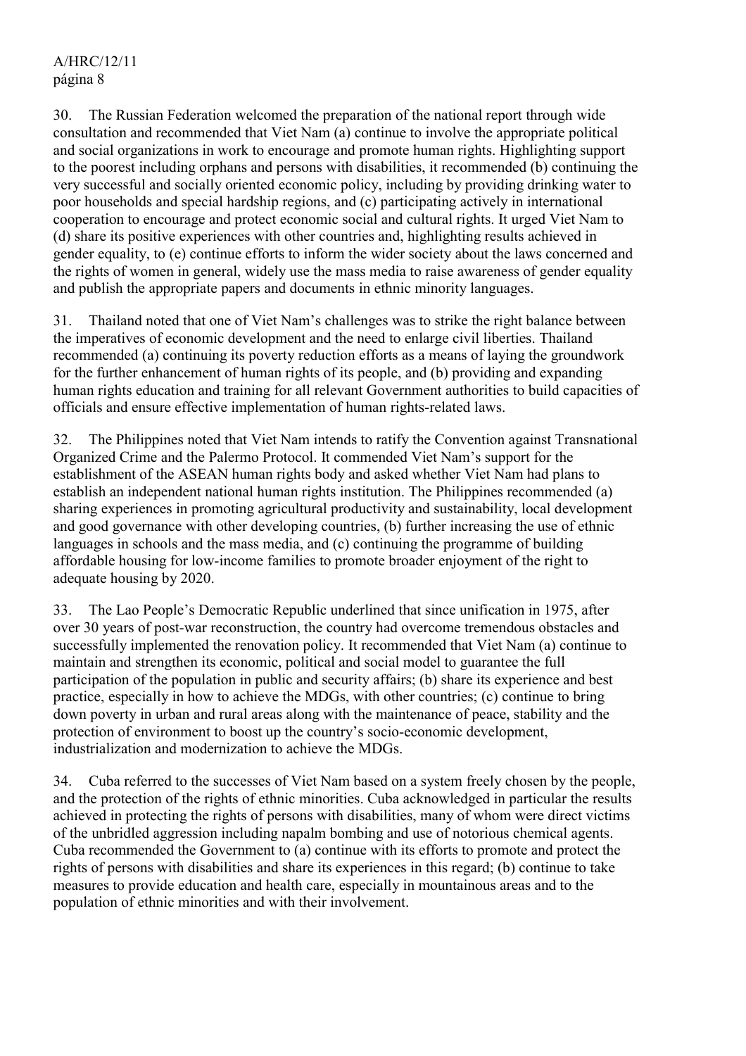30. The Russian Federation welcomed the preparation of the national report through wide consultation and recommended that Viet Nam (a) continue to involve the appropriate political and social organizations in work to encourage and promote human rights. Highlighting support to the poorest including orphans and persons with disabilities, it recommended (b) continuing the very successful and socially oriented economic policy, including by providing drinking water to poor households and special hardship regions, and (c) participating actively in international cooperation to encourage and protect economic social and cultural rights. It urged Viet Nam to (d) share its positive experiences with other countries and, highlighting results achieved in gender equality, to (e) continue efforts to inform the wider society about the laws concerned and the rights of women in general, widely use the mass media to raise awareness of gender equality and publish the appropriate papers and documents in ethnic minority languages.

31. Thailand noted that one of Viet Nam's challenges was to strike the right balance between the imperatives of economic development and the need to enlarge civil liberties. Thailand recommended (a) continuing its poverty reduction efforts as a means of laying the groundwork for the further enhancement of human rights of its people, and (b) providing and expanding human rights education and training for all relevant Government authorities to build capacities of officials and ensure effective implementation of human rights-related laws.

32. The Philippines noted that Viet Nam intends to ratify the Convention against Transnational Organized Crime and the Palermo Protocol. It commended Viet Nam's support for the establishment of the ASEAN human rights body and asked whether Viet Nam had plans to establish an independent national human rights institution. The Philippines recommended (a) sharing experiences in promoting agricultural productivity and sustainability, local development and good governance with other developing countries, (b) further increasing the use of ethnic languages in schools and the mass media, and (c) continuing the programme of building affordable housing for low-income families to promote broader enjoyment of the right to adequate housing by 2020.

33. The Lao People's Democratic Republic underlined that since unification in 1975, after over 30 years of post-war reconstruction, the country had overcome tremendous obstacles and successfully implemented the renovation policy. It recommended that Viet Nam (a) continue to maintain and strengthen its economic, political and social model to guarantee the full participation of the population in public and security affairs; (b) share its experience and best practice, especially in how to achieve the MDGs, with other countries; (c) continue to bring down poverty in urban and rural areas along with the maintenance of peace, stability and the protection of environment to boost up the country's socio-economic development, industrialization and modernization to achieve the MDGs.

34. Cuba referred to the successes of Viet Nam based on a system freely chosen by the people, and the protection of the rights of ethnic minorities. Cuba acknowledged in particular the results achieved in protecting the rights of persons with disabilities, many of whom were direct victims of the unbridled aggression including napalm bombing and use of notorious chemical agents. Cuba recommended the Government to (a) continue with its efforts to promote and protect the rights of persons with disabilities and share its experiences in this regard; (b) continue to take measures to provide education and health care, especially in mountainous areas and to the population of ethnic minorities and with their involvement.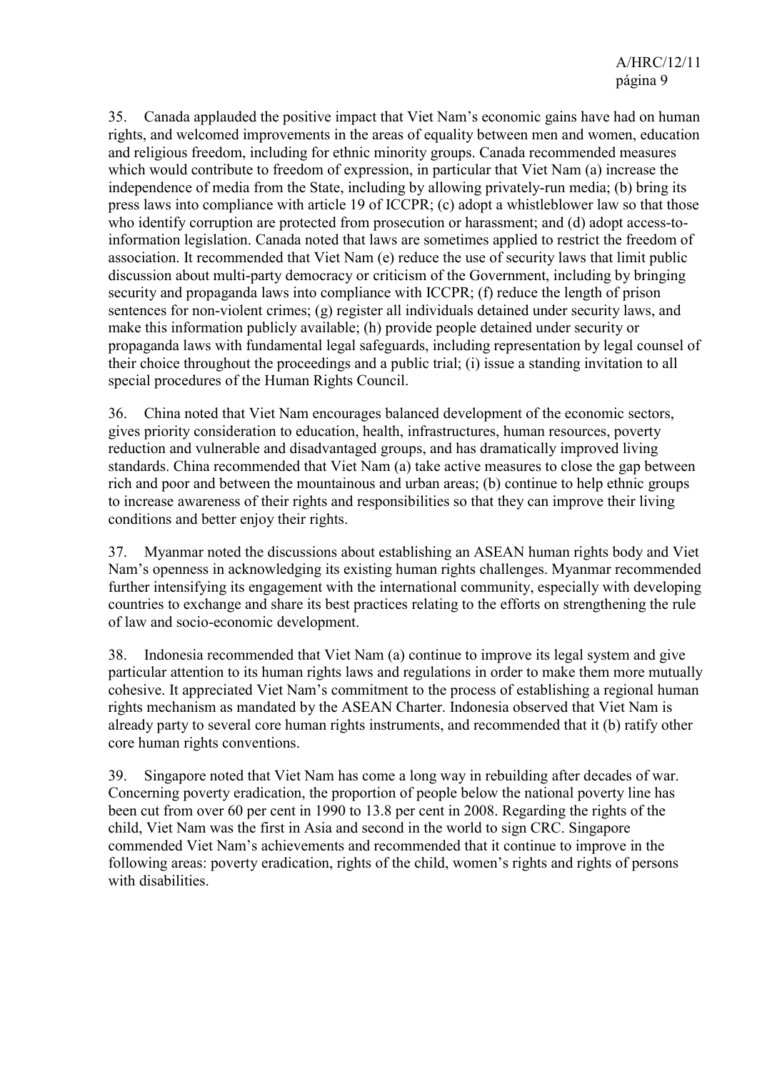35. Canada applauded the positive impact that Viet Nam's economic gains have had on human rights, and welcomed improvements in the areas of equality between men and women, education and religious freedom, including for ethnic minority groups. Canada recommended measures which would contribute to freedom of expression, in particular that Viet Nam (a) increase the independence of media from the State, including by allowing privately-run media; (b) bring its press laws into compliance with article 19 of ICCPR; (c) adopt a whistleblower law so that those who identify corruption are protected from prosecution or harassment; and (d) adopt access-to-information legislation. Canada noted that laws are sometimes applied to restrict the freedom of association. It recommended that Viet Nam (e) reduce the use of security laws that limit public discussion about multi-party democracy or criticism of the Government, including by bringing security and propaganda laws into compliance with ICCPR; (f) reduce the length of prison sentences for non-violent crimes; (g) register all individuals detained under security laws, and make this information publicly available; (h) provide people detained under security or propaganda laws with fundamental legal safeguards, including representation by legal counsel of their choice throughout the proceedings and a public trial; (i) issue a standing invitation to all special procedures of the Human Rights Council.

36. China noted that Viet Nam encourages balanced development of the economic sectors, gives priority consideration to education, health, infrastructures, human resources, poverty reduction and vulnerable and disadvantaged groups, and has dramatically improved living standards. China recommended that Viet Nam (a) take active measures to close the gap between rich and poor and between the mountainous and urban areas; (b) continue to help ethnic groups to increase awareness of their rights and responsibilities so that they can improve their living conditions and better enjoy their rights.

37. Myanmar noted the discussions about establishing an ASEAN human rights body and Viet Nam's openness in acknowledging its existing human rights challenges. Myanmar recommended further intensifying its engagement with the international community, especially with developing countries to exchange and share its best practices relating to the efforts on strengthening the rule of law and socio-economic development.

38. Indonesia recommended that Viet Nam (a) continue to improve its legal system and give particular attention to its human rights laws and regulations in order to make them more mutually cohesive. It appreciated Viet Nam's commitment to the process of establishing a regional human rights mechanism as mandated by the ASEAN Charter. Indonesia observed that Viet Nam is already party to several core human rights instruments, and recommended that it (b) ratify other core human rights conventions.

39. Singapore noted that Viet Nam has come a long way in rebuilding after decades of war. Concerning poverty eradication, the proportion of people below the national poverty line has been cut from over 60 per cent in 1990 to 13.8 per cent in 2008. Regarding the rights of the child, Viet Nam was the first in Asia and second in the world to sign CRC. Singapore commended Viet Nam's achievements and recommended that it continue to improve in the following areas: poverty eradication, rights of the child, women's rights and rights of persons with disabilities.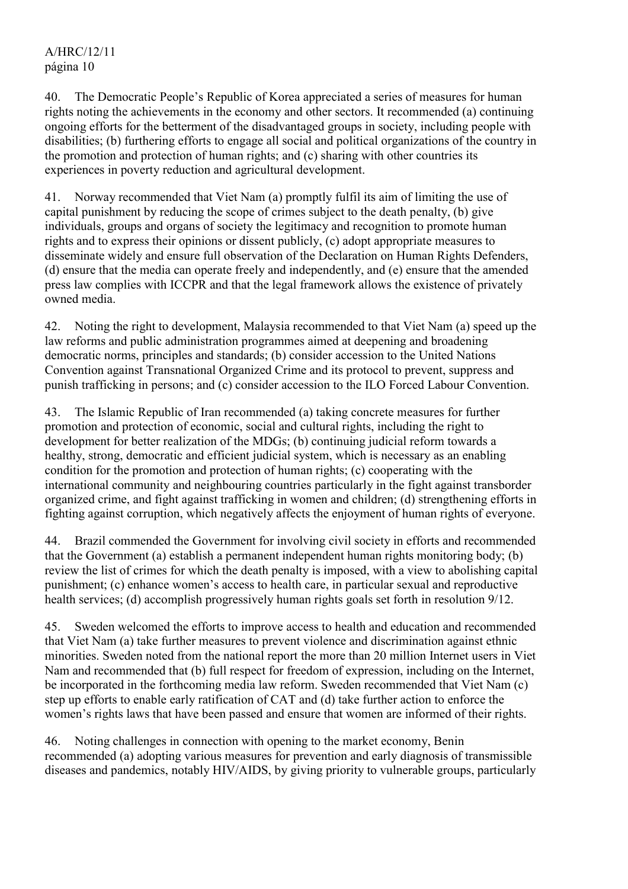40. The Democratic People's Republic of Korea appreciated a series of measures for human rights noting the achievements in the economy and other sectors. It recommended (a) continuing ongoing efforts for the betterment of the disadvantaged groups in society, including people with disabilities; (b) furthering efforts to engage all social and political organizations of the country in the promotion and protection of human rights; and (c) sharing with other countries its experiences in poverty reduction and agricultural development.

41. Norway recommended that Viet Nam (a) promptly fulfil its aim of limiting the use of capital punishment by reducing the scope of crimes subject to the death penalty, (b) give individuals, groups and organs of society the legitimacy and recognition to promote human rights and to express their opinions or dissent publicly, (c) adopt appropriate measures to disseminate widely and ensure full observation of the Declaration on Human Rights Defenders, (d) ensure that the media can operate freely and independently, and (e) ensure that the amended press law complies with ICCPR and that the legal framework allows the existence of privately owned media.

42. Noting the right to development, Malaysia recommended to that Viet Nam (a) speed up the law reforms and public administration programmes aimed at deepening and broadening democratic norms, principles and standards; (b) consider accession to the United Nations Convention against Transnational Organized Crime and its protocol to prevent, suppress and punish trafficking in persons; and (c) consider accession to the ILO Forced Labour Convention.

43. The Islamic Republic of Iran recommended (a) taking concrete measures for further promotion and protection of economic, social and cultural rights, including the right to development for better realization of the MDGs; (b) continuing judicial reform towards a healthy, strong, democratic and efficient judicial system, which is necessary as an enabling condition for the promotion and protection of human rights; (c) cooperating with the international community and neighbouring countries particularly in the fight against transborder organized crime, and fight against trafficking in women and children; (d) strengthening efforts in fighting against corruption, which negatively affects the enjoyment of human rights of everyone.

44. Brazil commended the Government for involving civil society in efforts and recommended that the Government (a) establish a permanent independent human rights monitoring body; (b) review the list of crimes for which the death penalty is imposed, with a view to abolishing capital punishment; (c) enhance women's access to health care, in particular sexual and reproductive health services; (d) accomplish progressively human rights goals set forth in resolution 9/12.

45. Sweden welcomed the efforts to improve access to health and education and recommended that Viet Nam (a) take further measures to prevent violence and discrimination against ethnic minorities. Sweden noted from the national report the more than 20 million Internet users in Viet Nam and recommended that (b) full respect for freedom of expression, including on the Internet, be incorporated in the forthcoming media law reform. Sweden recommended that Viet Nam (c) step up efforts to enable early ratification of CAT and (d) take further action to enforce the women's rights laws that have been passed and ensure that women are informed of their rights.

46. Noting challenges in connection with opening to the market economy, Benin recommended (a) adopting various measures for prevention and early diagnosis of transmissible diseases and pandemics, notably HIV/AIDS, by giving priority to vulnerable groups, particularly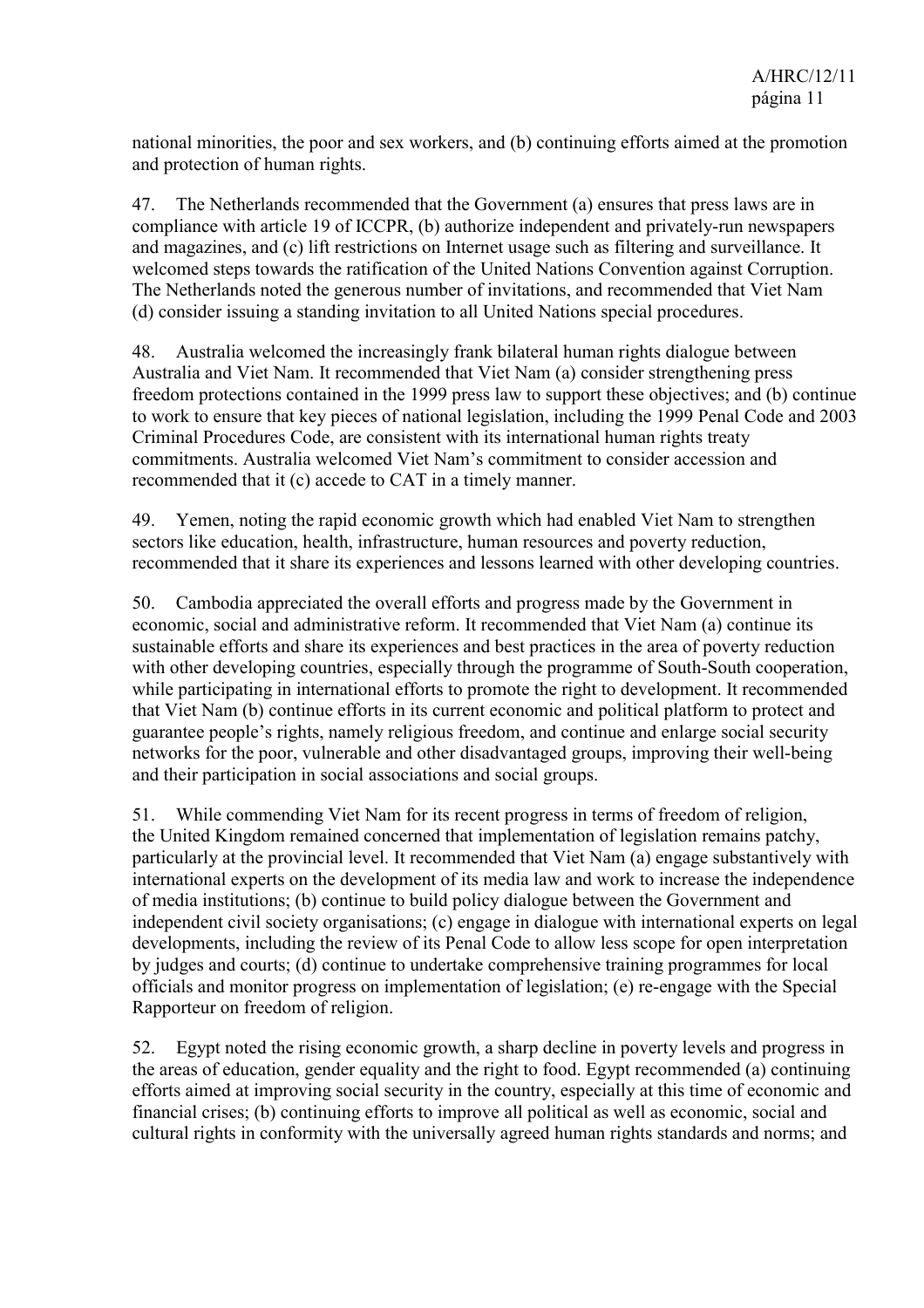national minorities, the poor and sex workers, and (b) continuing efforts aimed at the promotion and protection of human rights.

47. The Netherlands recommended that the Government (a) ensures that press laws are in compliance with article 19 of ICCPR, (b) authorize independent and privately-run newspapers and magazines, and (c) lift restrictions on Internet usage such as filtering and surveillance. It welcomed steps towards the ratification of the United Nations Convention against Corruption. The Netherlands noted the generous number of invitations, and recommended that Viet Nam (d) consider issuing a standing invitation to all United Nations special procedures.

48. Australia welcomed the increasingly frank bilateral human rights dialogue between Australia and Viet Nam. It recommended that Viet Nam (a) consider strengthening press freedom protections contained in the 1999 press law to support these objectives; and (b) continue to work to ensure that key pieces of national legislation, including the 1999 Penal Code and 2003 Criminal Procedures Code, are consistent with its international human rights treaty commitments. Australia welcomed Viet Nam's commitment to consider accession and recommended that it (c) accede to CAT in a timely manner.

49. Yemen, noting the rapid economic growth which had enabled Viet Nam to strengthen sectors like education, health, infrastructure, human resources and poverty reduction, recommended that it share its experiences and lessons learned with other developing countries.

50. Cambodia appreciated the overall efforts and progress made by the Government in economic, social and administrative reform. It recommended that Viet Nam (a) continue its sustainable efforts and share its experiences and best practices in the area of poverty reduction with other developing countries, especially through the programme of South-South cooperation, while participating in international efforts to promote the right to development. It recommended that Viet Nam (b) continue efforts in its current economic and political platform to protect and guarantee people's rights, namely religious freedom, and continue and enlarge social security networks for the poor, vulnerable and other disadvantaged groups, improving their well-being and their participation in social associations and social groups.

51. While commending Viet Nam for its recent progress in terms of freedom of religion, the United Kingdom remained concerned that implementation of legislation remains patchy, particularly at the provincial level. It recommended that Viet Nam (a) engage substantively with international experts on the development of its media law and work to increase the independence of media institutions; (b) continue to build policy dialogue between the Government and independent civil society organisations; (c) engage in dialogue with international experts on legal developments, including the review of its Penal Code to allow less scope for open interpretation by judges and courts; (d) continue to undertake comprehensive training programmes for local officials and monitor progress on implementation of legislation; (e) re-engage with the Special Rapporteur on freedom of religion.

52. Egypt noted the rising economic growth, a sharp decline in poverty levels and progress in the areas of education, gender equality and the right to food. Egypt recommended (a) continuing efforts aimed at improving social security in the country, especially at this time of economic and financial crises; (b) continuing efforts to improve all political as well as economic, social and cultural rights in conformity with the universally agreed human rights standards and norms; and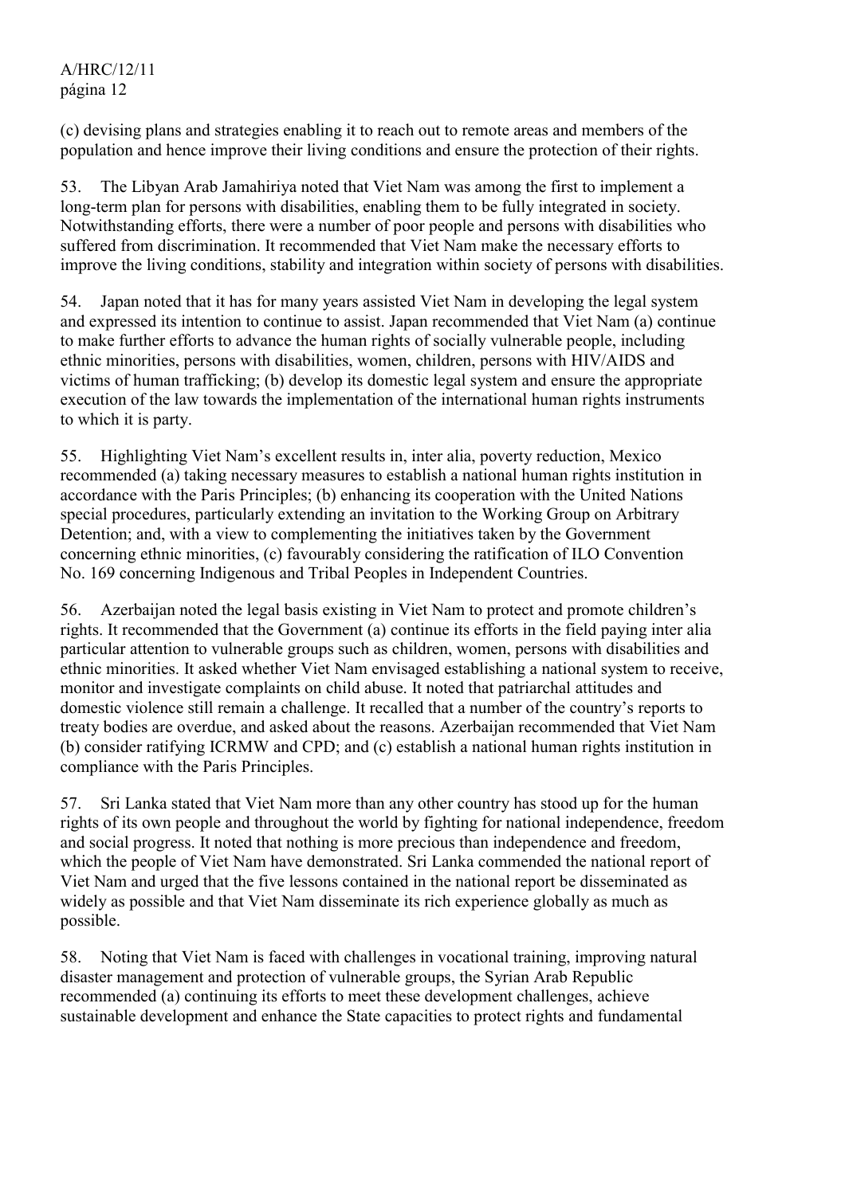(c) devising plans and strategies enabling it to reach out to remote areas and members of the population and hence improve their living conditions and ensure the protection of their rights.

53. The Libyan Arab Jamahiriya noted that Viet Nam was among the first to implement a long-term plan for persons with disabilities, enabling them to be fully integrated in society. Notwithstanding efforts, there were a number of poor people and persons with disabilities who suffered from discrimination. It recommended that Viet Nam make the necessary efforts to improve the living conditions, stability and integration within society of persons with disabilities.

54. Japan noted that it has for many years assisted Viet Nam in developing the legal system and expressed its intention to continue to assist. Japan recommended that Viet Nam (a) continue to make further efforts to advance the human rights of socially vulnerable people, including ethnic minorities, persons with disabilities, women, children, persons with HIV/AIDS and victims of human trafficking; (b) develop its domestic legal system and ensure the appropriate execution of the law towards the implementation of the international human rights instruments to which it is party.

55. Highlighting Viet Nam's excellent results in, inter alia, poverty reduction, Mexico recommended (a) taking necessary measures to establish a national human rights institution in accordance with the Paris Principles; (b) enhancing its cooperation with the United Nations special procedures, particularly extending an invitation to the Working Group on Arbitrary Detention; and, with a view to complementing the initiatives taken by the Government concerning ethnic minorities, (c) favourably considering the ratification of ILO Convention No. 169 concerning Indigenous and Tribal Peoples in Independent Countries.

56. Azerbaijan noted the legal basis existing in Viet Nam to protect and promote children's rights. It recommended that the Government (a) continue its efforts in the field paying inter alia particular attention to vulnerable groups such as children, women, persons with disabilities and ethnic minorities. It asked whether Viet Nam envisaged establishing a national system to receive, monitor and investigate complaints on child abuse. It noted that patriarchal attitudes and domestic violence still remain a challenge. It recalled that a number of the country's reports to treaty bodies are overdue, and asked about the reasons. Azerbaijan recommended that Viet Nam (b) consider ratifying ICRMW and CPD; and (c) establish a national human rights institution in compliance with the Paris Principles.

57. Sri Lanka stated that Viet Nam more than any other country has stood up for the human rights of its own people and throughout the world by fighting for national independence, freedom and social progress. It noted that nothing is more precious than independence and freedom, which the people of Viet Nam have demonstrated. Sri Lanka commended the national report of Viet Nam and urged that the five lessons contained in the national report be disseminated as widely as possible and that Viet Nam disseminate its rich experience globally as much as possible.

58. Noting that Viet Nam is faced with challenges in vocational training, improving natural disaster management and protection of vulnerable groups, the Syrian Arab Republic recommended (a) continuing its efforts to meet these development challenges, achieve sustainable development and enhance the State capacities to protect rights and fundamental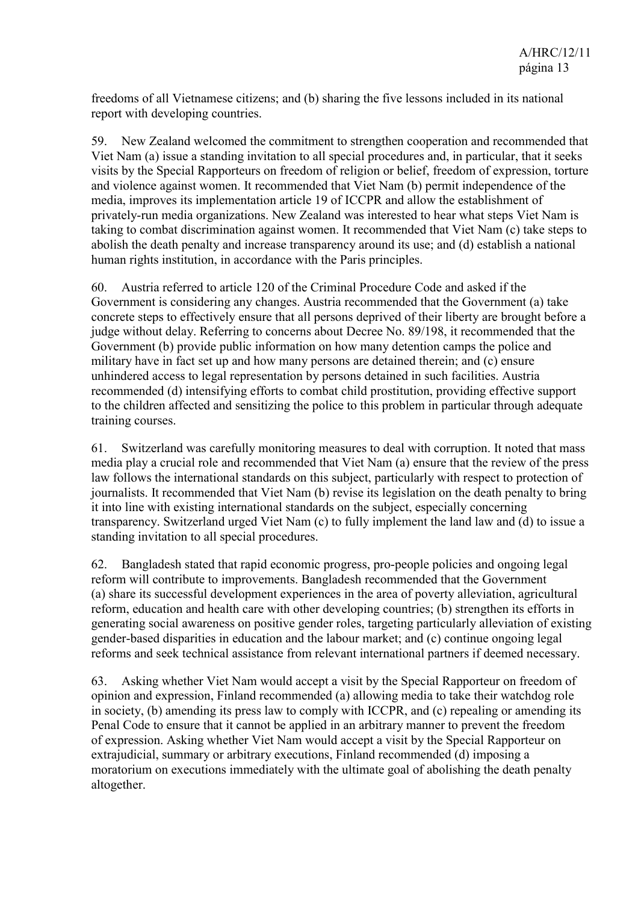freedoms of all Vietnamese citizens; and (b) sharing the five lessons included in its national report with developing countries.

59. New Zealand welcomed the commitment to strengthen cooperation and recommended that Viet Nam (a) issue a standing invitation to all special procedures and, in particular, that it seeks visits by the Special Rapporteurs on freedom of religion or belief, freedom of expression, torture and violence against women. It recommended that Viet Nam (b) permit independence of the media, improves its implementation article 19 of ICCPR and allow the establishment of privately-run media organizations. New Zealand was interested to hear what steps Viet Nam is taking to combat discrimination against women. It recommended that Viet Nam (c) take steps to abolish the death penalty and increase transparency around its use; and (d) establish a national human rights institution, in accordance with the Paris principles.

60. Austria referred to article 120 of the Criminal Procedure Code and asked if the Government is considering any changes. Austria recommended that the Government (a) take concrete steps to effectively ensure that all persons deprived of their liberty are brought before a judge without delay. Referring to concerns about Decree No. 89/198, it recommended that the Government (b) provide public information on how many detention camps the police and military have in fact set up and how many persons are detained therein; and (c) ensure unhindered access to legal representation by persons detained in such facilities. Austria recommended (d) intensifying efforts to combat child prostitution, providing effective support to the children affected and sensitizing the police to this problem in particular through adequate training courses.

61. Switzerland was carefully monitoring measures to deal with corruption. It noted that mass media play a crucial role and recommended that Viet Nam (a) ensure that the review of the press law follows the international standards on this subject, particularly with respect to protection of journalists. It recommended that Viet Nam (b) revise its legislation on the death penalty to bring it into line with existing international standards on the subject, especially concerning transparency. Switzerland urged Viet Nam (c) to fully implement the land law and (d) to issue a standing invitation to all special procedures.

62. Bangladesh stated that rapid economic progress, pro-people policies and ongoing legal reform will contribute to improvements. Bangladesh recommended that the Government (a) share its successful development experiences in the area of poverty alleviation, agricultural reform, education and health care with other developing countries; (b) strengthen its efforts in generating social awareness on positive gender roles, targeting particularly alleviation of existing gender-based disparities in education and the labour market; and (c) continue ongoing legal reforms and seek technical assistance from relevant international partners if deemed necessary.

63. Asking whether Viet Nam would accept a visit by the Special Rapporteur on freedom of opinion and expression, Finland recommended (a) allowing media to take their watchdog role in society, (b) amending its press law to comply with ICCPR, and (c) repealing or amending its Penal Code to ensure that it cannot be applied in an arbitrary manner to prevent the freedom of expression. Asking whether Viet Nam would accept a visit by the Special Rapporteur on extrajudicial, summary or arbitrary executions, Finland recommended (d) imposing a moratorium on executions immediately with the ultimate goal of abolishing the death penalty altogether.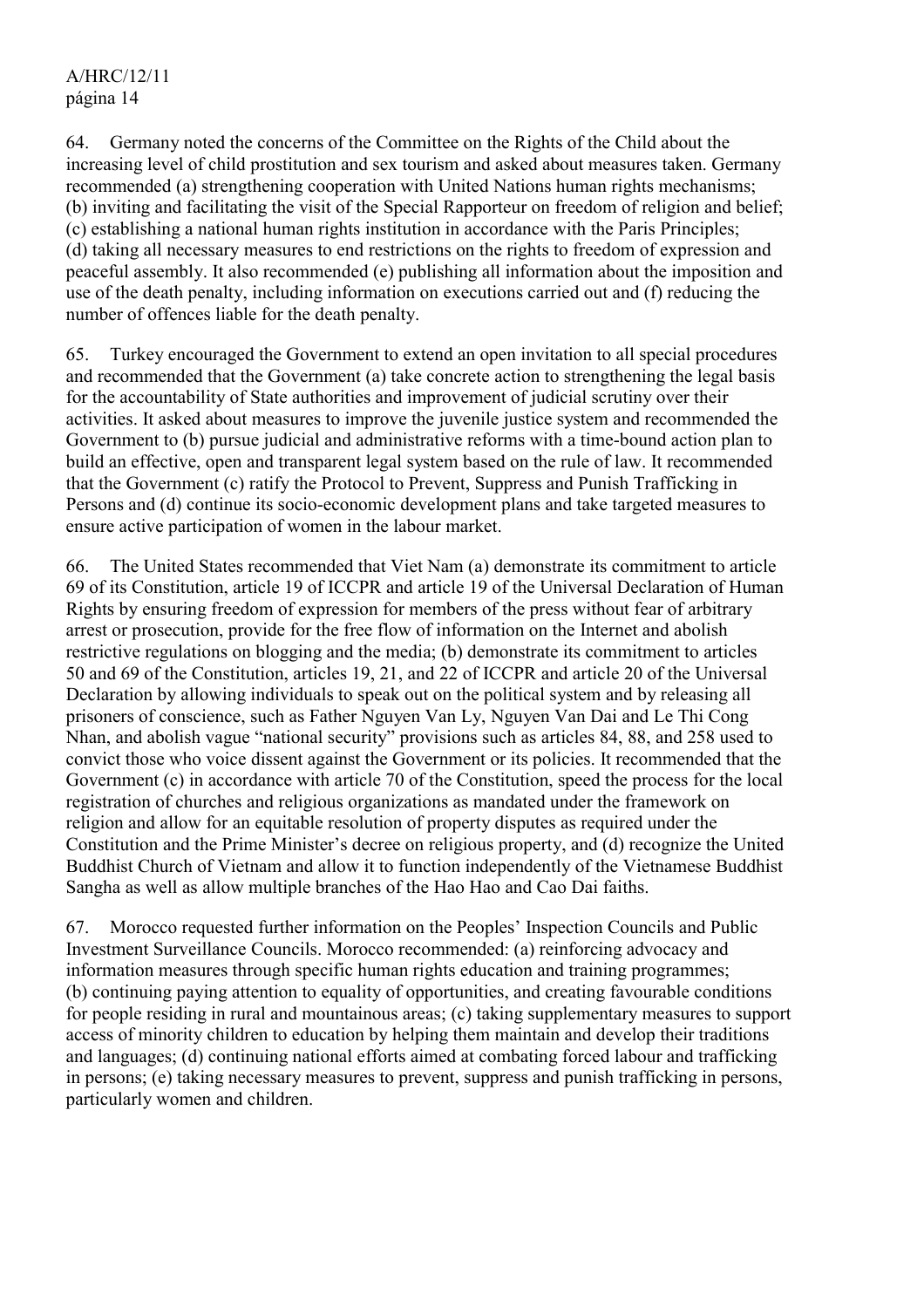64. Germany noted the concerns of the Committee on the Rights of the Child about the increasing level of child prostitution and sex tourism and asked about measures taken. Germany recommended (a) strengthening cooperation with United Nations human rights mechanisms; (b) inviting and facilitating the visit of the Special Rapporteur on freedom of religion and belief; (c) establishing a national human rights institution in accordance with the Paris Principles; (d) taking all necessary measures to end restrictions on the rights to freedom of expression and peaceful assembly. It also recommended (e) publishing all information about the imposition and use of the death penalty, including information on executions carried out and (f) reducing the number of offences liable for the death penalty.

65. Turkey encouraged the Government to extend an open invitation to all special procedures and recommended that the Government (a) take concrete action to strengthening the legal basis for the accountability of State authorities and improvement of judicial scrutiny over their activities. It asked about measures to improve the juvenile justice system and recommended the Government to (b) pursue judicial and administrative reforms with a time-bound action plan to build an effective, open and transparent legal system based on the rule of law. It recommended that the Government (c) ratify the Protocol to Prevent, Suppress and Punish Trafficking in Persons and (d) continue its socio-economic development plans and take targeted measures to ensure active participation of women in the labour market.

66. The United States recommended that Viet Nam (a) demonstrate its commitment to article 69 of its Constitution, article 19 of ICCPR and article 19 of the Universal Declaration of Human Rights by ensuring freedom of expression for members of the press without fear of arbitrary arrest or prosecution, provide for the free flow of information on the Internet and abolish restrictive regulations on blogging and the media; (b) demonstrate its commitment to articles 50 and 69 of the Constitution, articles 19, 21, and 22 of ICCPR and article 20 of the Universal Declaration by allowing individuals to speak out on the political system and by releasing all prisoners of conscience, such as Father Nguyen Van Ly, Nguyen Van Dai and Le Thi Cong Nhan, and abolish vague "national security" provisions such as articles 84, 88, and 258 used to convict those who voice dissent against the Government or its policies. It recommended that the Government (c) in accordance with article 70 of the Constitution, speed the process for the local registration of churches and religious organizations as mandated under the framework on religion and allow for an equitable resolution of property disputes as required under the Constitution and the Prime Minister's decree on religious property, and (d) recognize the United Buddhist Church of Vietnam and allow it to function independently of the Vietnamese Buddhist Sangha as well as allow multiple branches of the Hao Hao and Cao Dai faiths.

67. Morocco requested further information on the Peoples' Inspection Councils and Public Investment Surveillance Councils. Morocco recommended: (a) reinforcing advocacy and information measures through specific human rights education and training programmes; (b) continuing paying attention to equality of opportunities, and creating favourable conditions for people residing in rural and mountainous areas; (c) taking supplementary measures to support access of minority children to education by helping them maintain and develop their traditions and languages; (d) continuing national efforts aimed at combating forced labour and trafficking in persons; (e) taking necessary measures to prevent, suppress and punish trafficking in persons, particularly women and children.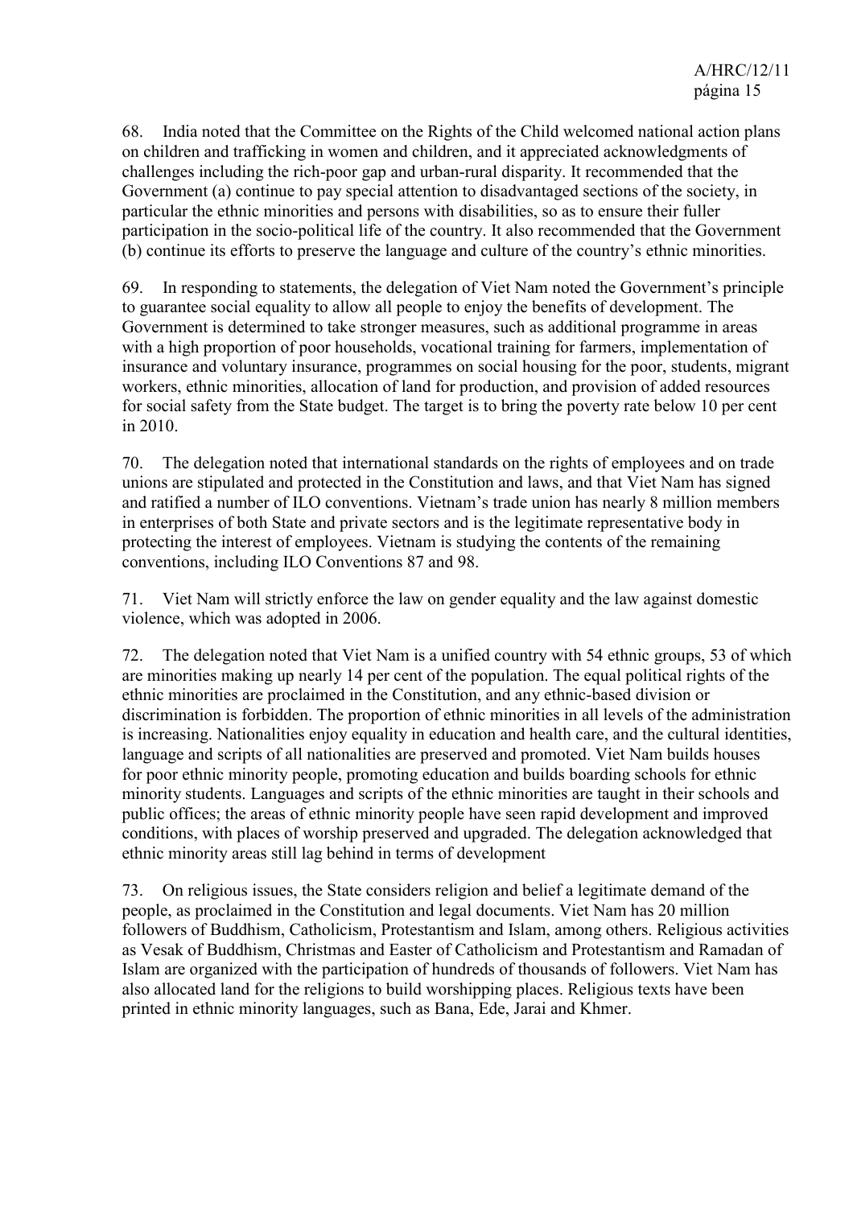68. India noted that the Committee on the Rights of the Child welcomed national action plans on children and trafficking in women and children, and it appreciated acknowledgments of challenges including the rich-poor gap and urban-rural disparity. It recommended that the Government (a) continue to pay special attention to disadvantaged sections of the society, in particular the ethnic minorities and persons with disabilities, so as to ensure their fuller participation in the socio-political life of the country. It also recommended that the Government (b) continue its efforts to preserve the language and culture of the country's ethnic minorities.

69. In responding to statements, the delegation of Viet Nam noted the Government's principle to guarantee social equality to allow all people to enjoy the benefits of development. The Government is determined to take stronger measures, such as additional programme in areas with a high proportion of poor households, vocational training for farmers, implementation of insurance and voluntary insurance, programmes on social housing for the poor, students, migrant workers, ethnic minorities, allocation of land for production, and provision of added resources for social safety from the State budget. The target is to bring the poverty rate below 10 per cent in 2010.

70. The delegation noted that international standards on the rights of employees and on trade unions are stipulated and protected in the Constitution and laws, and that Viet Nam has signed and ratified a number of ILO conventions. Vietnam's trade union has nearly 8 million members in enterprises of both State and private sectors and is the legitimate representative body in protecting the interest of employees. Vietnam is studying the contents of the remaining conventions, including ILO Conventions 87 and 98.

71. Viet Nam will strictly enforce the law on gender equality and the law against domestic violence, which was adopted in 2006.

72. The delegation noted that Viet Nam is a unified country with 54 ethnic groups, 53 of which are minorities making up nearly 14 per cent of the population. The equal political rights of the ethnic minorities are proclaimed in the Constitution, and any ethnic-based division or discrimination is forbidden. The proportion of ethnic minorities in all levels of the administration is increasing. Nationalities enjoy equality in education and health care, and the cultural identities, language and scripts of all nationalities are preserved and promoted. Viet Nam builds houses for poor ethnic minority people, promoting education and builds boarding schools for ethnic minority students. Languages and scripts of the ethnic minorities are taught in their schools and public offices; the areas of ethnic minority people have seen rapid development and improved conditions, with places of worship preserved and upgraded. The delegation acknowledged that ethnic minority areas still lag behind in terms of development

73. On religious issues, the State considers religion and belief a legitimate demand of the people, as proclaimed in the Constitution and legal documents. Viet Nam has 20 million followers of Buddhism, Catholicism, Protestantism and Islam, among others. Religious activities as Vesak of Buddhism, Christmas and Easter of Catholicism and Protestantism and Ramadan of Islam are organized with the participation of hundreds of thousands of followers. Viet Nam has also allocated land for the religions to build worshipping places. Religious texts have been printed in ethnic minority languages, such as Bana, Ede, Jarai and Khmer.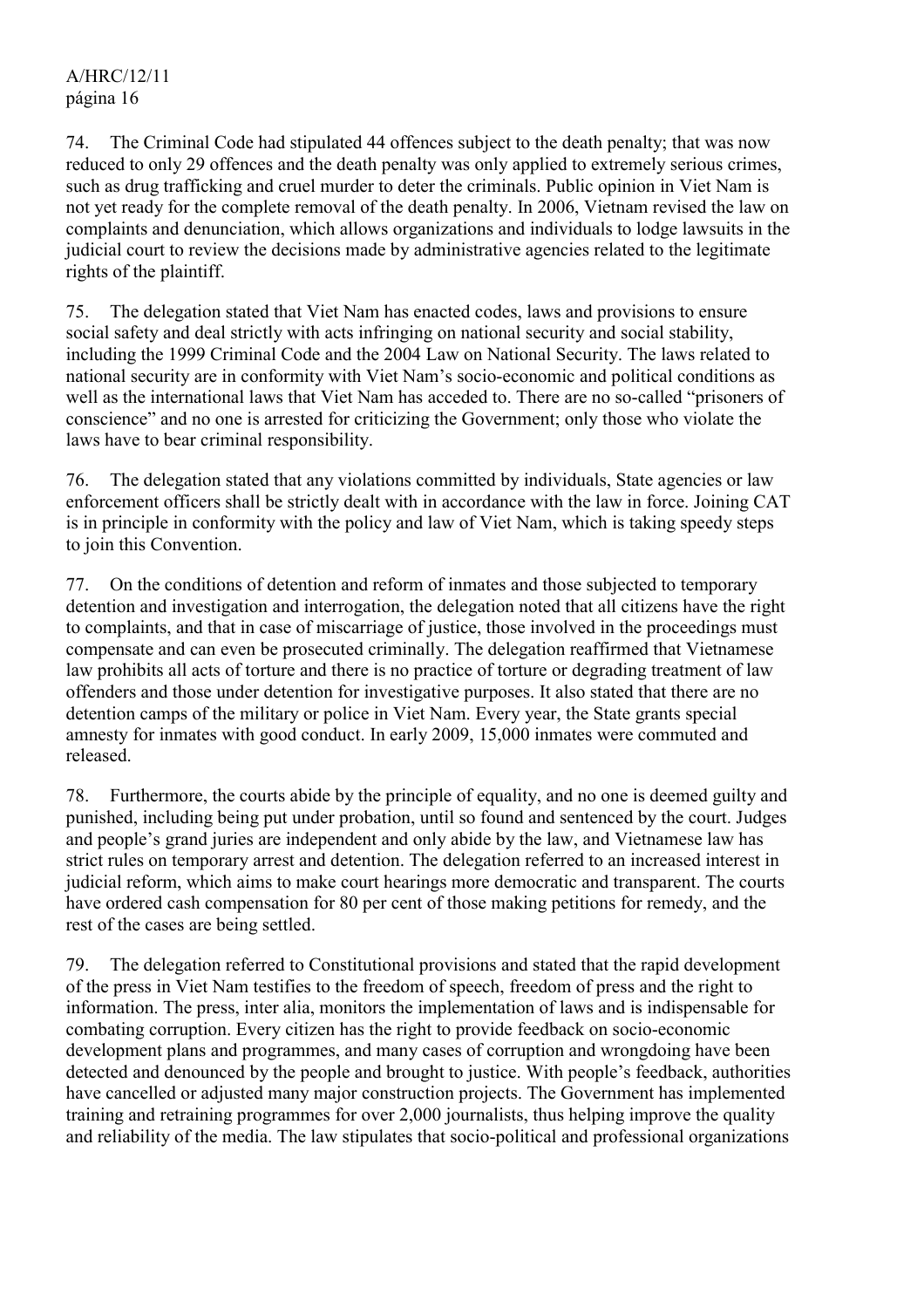74. The Criminal Code had stipulated 44 offences subject to the death penalty; that was now reduced to only 29 offences and the death penalty was only applied to extremely serious crimes, such as drug trafficking and cruel murder to deter the criminals. Public opinion in Viet Nam is not yet ready for the complete removal of the death penalty. In 2006, Vietnam revised the law on complaints and denunciation, which allows organizations and individuals to lodge lawsuits in the judicial court to review the decisions made by administrative agencies related to the legitimate rights of the plaintiff.

75. The delegation stated that Viet Nam has enacted codes, laws and provisions to ensure social safety and deal strictly with acts infringing on national security and social stability, including the 1999 Criminal Code and the 2004 Law on National Security. The laws related to national security are in conformity with Viet Nam's socio-economic and political conditions as well as the international laws that Viet Nam has acceded to. There are no so-called "prisoners of conscience" and no one is arrested for criticizing the Government; only those who violate the laws have to bear criminal responsibility.

76. The delegation stated that any violations committed by individuals, State agencies or law enforcement officers shall be strictly dealt with in accordance with the law in force. Joining CAT is in principle in conformity with the policy and law of Viet Nam, which is taking speedy steps to join this Convention.

77. On the conditions of detention and reform of inmates and those subjected to temporary detention and investigation and interrogation, the delegation noted that all citizens have the right to complaints, and that in case of miscarriage of justice, those involved in the proceedings must compensate and can even be prosecuted criminally. The delegation reaffirmed that Vietnamese law prohibits all acts of torture and there is no practice of torture or degrading treatment of law offenders and those under detention for investigative purposes. It also stated that there are no detention camps of the military or police in Viet Nam. Every year, the State grants special amnesty for inmates with good conduct. In early 2009, 15,000 inmates were commuted and released.

78. Furthermore, the courts abide by the principle of equality, and no one is deemed guilty and punished, including being put under probation, until so found and sentenced by the court. Judges and people's grand juries are independent and only abide by the law, and Vietnamese law has strict rules on temporary arrest and detention. The delegation referred to an increased interest in judicial reform, which aims to make court hearings more democratic and transparent. The courts have ordered cash compensation for 80 per cent of those making petitions for remedy, and the rest of the cases are being settled.

79. The delegation referred to Constitutional provisions and stated that the rapid development of the press in Viet Nam testifies to the freedom of speech, freedom of press and the right to information. The press, inter alia, monitors the implementation of laws and is indispensable for combating corruption. Every citizen has the right to provide feedback on socio-economic development plans and programmes, and many cases of corruption and wrongdoing have been detected and denounced by the people and brought to justice. With people's feedback, authorities have cancelled or adjusted many major construction projects. The Government has implemented training and retraining programmes for over 2,000 journalists, thus helping improve the quality and reliability of the media. The law stipulates that socio-political and professional organizations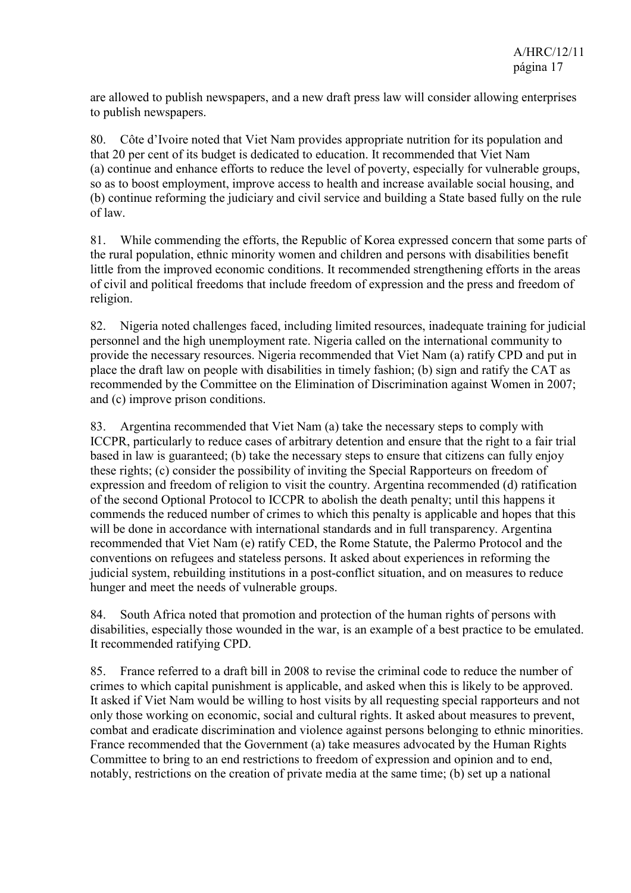are allowed to publish newspapers, and a new draft press law will consider allowing enterprises to publish newspapers.

80. Côte d'Ivoire noted that Viet Nam provides appropriate nutrition for its population and that 20 per cent of its budget is dedicated to education. It recommended that Viet Nam (a) continue and enhance efforts to reduce the level of poverty, especially for vulnerable groups, so as to boost employment, improve access to health and increase available social housing, and (b) continue reforming the judiciary and civil service and building a State based fully on the rule of law.

81. While commending the efforts, the Republic of Korea expressed concern that some parts of the rural population, ethnic minority women and children and persons with disabilities benefit little from the improved economic conditions. It recommended strengthening efforts in the areas of civil and political freedoms that include freedom of expression and the press and freedom of religion.

82. Nigeria noted challenges faced, including limited resources, inadequate training for judicial personnel and the high unemployment rate. Nigeria called on the international community to provide the necessary resources. Nigeria recommended that Viet Nam (a) ratify CPD and put in place the draft law on people with disabilities in timely fashion; (b) sign and ratify the CAT as recommended by the Committee on the Elimination of Discrimination against Women in 2007; and (c) improve prison conditions.

83. Argentina recommended that Viet Nam (a) take the necessary steps to comply with ICCPR, particularly to reduce cases of arbitrary detention and ensure that the right to a fair trial based in law is guaranteed; (b) take the necessary steps to ensure that citizens can fully enjoy these rights; (c) consider the possibility of inviting the Special Rapporteurs on freedom of expression and freedom of religion to visit the country. Argentina recommended (d) ratification of the second Optional Protocol to ICCPR to abolish the death penalty; until this happens it commends the reduced number of crimes to which this penalty is applicable and hopes that this will be done in accordance with international standards and in full transparency. Argentina recommended that Viet Nam (e) ratify CED, the Rome Statute, the Palermo Protocol and the conventions on refugees and stateless persons. It asked about experiences in reforming the judicial system, rebuilding institutions in a post-conflict situation, and on measures to reduce hunger and meet the needs of vulnerable groups.

84. South Africa noted that promotion and protection of the human rights of persons with disabilities, especially those wounded in the war, is an example of a best practice to be emulated. It recommended ratifying CPD.

85. France referred to a draft bill in 2008 to revise the criminal code to reduce the number of crimes to which capital punishment is applicable, and asked when this is likely to be approved. It asked if Viet Nam would be willing to host visits by all requesting special rapporteurs and not only those working on economic, social and cultural rights. It asked about measures to prevent, combat and eradicate discrimination and violence against persons belonging to ethnic minorities. France recommended that the Government (a) take measures advocated by the Human Rights Committee to bring to an end restrictions to freedom of expression and opinion and to end, notably, restrictions on the creation of private media at the same time; (b) set up a national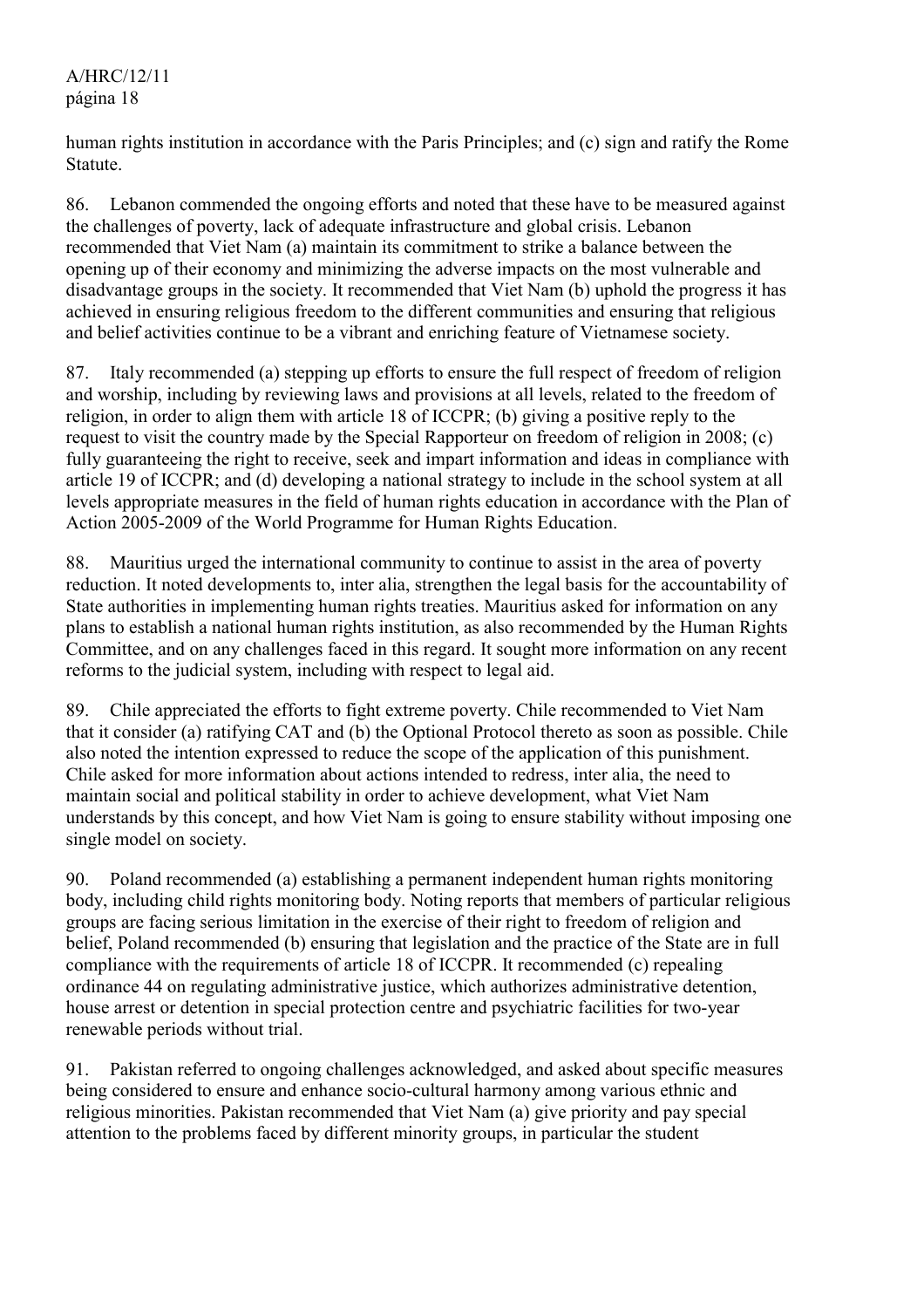human rights institution in accordance with the Paris Principles; and (c) sign and ratify the Rome Statute.

86. Lebanon commended the ongoing efforts and noted that these have to be measured against the challenges of poverty, lack of adequate infrastructure and global crisis. Lebanon recommended that Viet Nam (a) maintain its commitment to strike a balance between the opening up of their economy and minimizing the adverse impacts on the most vulnerable and disadvantage groups in the society. It recommended that Viet Nam (b) uphold the progress it has achieved in ensuring religious freedom to the different communities and ensuring that religious and belief activities continue to be a vibrant and enriching feature of Vietnamese society.

87. Italy recommended (a) stepping up efforts to ensure the full respect of freedom of religion and worship, including by reviewing laws and provisions at all levels, related to the freedom of religion, in order to align them with article 18 of ICCPR; (b) giving a positive reply to the request to visit the country made by the Special Rapporteur on freedom of religion in 2008; (c) fully guaranteeing the right to receive, seek and impart information and ideas in compliance with article 19 of ICCPR; and (d) developing a national strategy to include in the school system at all levels appropriate measures in the field of human rights education in accordance with the Plan of Action 2005-2009 of the World Programme for Human Rights Education.

88. Mauritius urged the international community to continue to assist in the area of poverty reduction. It noted developments to, inter alia, strengthen the legal basis for the accountability of State authorities in implementing human rights treaties. Mauritius asked for information on any plans to establish a national human rights institution, as also recommended by the Human Rights Committee, and on any challenges faced in this regard. It sought more information on any recent reforms to the judicial system, including with respect to legal aid.

89. Chile appreciated the efforts to fight extreme poverty. Chile recommended to Viet Nam that it consider (a) ratifying CAT and (b) the Optional Protocol thereto as soon as possible. Chile also noted the intention expressed to reduce the scope of the application of this punishment. Chile asked for more information about actions intended to redress, inter alia, the need to maintain social and political stability in order to achieve development, what Viet Nam understands by this concept, and how Viet Nam is going to ensure stability without imposing one single model on society.

90. Poland recommended (a) establishing a permanent independent human rights monitoring body, including child rights monitoring body. Noting reports that members of particular religious groups are facing serious limitation in the exercise of their right to freedom of religion and belief, Poland recommended (b) ensuring that legislation and the practice of the State are in full compliance with the requirements of article 18 of ICCPR. It recommended (c) repealing ordinance 44 on regulating administrative justice, which authorizes administrative detention, house arrest or detention in special protection centre and psychiatric facilities for two-year renewable periods without trial.

91. Pakistan referred to ongoing challenges acknowledged, and asked about specific measures being considered to ensure and enhance socio-cultural harmony among various ethnic and religious minorities. Pakistan recommended that Viet Nam (a) give priority and pay special attention to the problems faced by different minority groups, in particular the student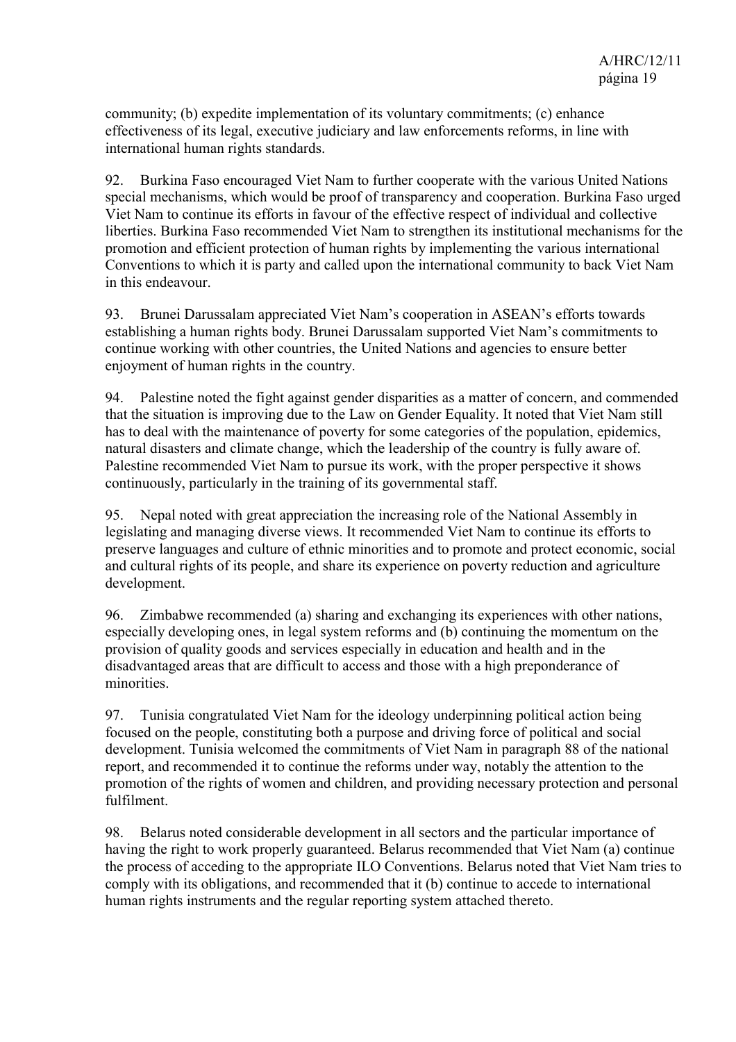community; (b) expedite implementation of its voluntary commitments; (c) enhance effectiveness of its legal, executive judiciary and law enforcements reforms, in line with international human rights standards.

92. Burkina Faso encouraged Viet Nam to further cooperate with the various United Nations special mechanisms, which would be proof of transparency and cooperation. Burkina Faso urged Viet Nam to continue its efforts in favour of the effective respect of individual and collective liberties. Burkina Faso recommended Viet Nam to strengthen its institutional mechanisms for the promotion and efficient protection of human rights by implementing the various international Conventions to which it is party and called upon the international community to back Viet Nam in this endeavour.

93. Brunei Darussalam appreciated Viet Nam's cooperation in ASEAN's efforts towards establishing a human rights body. Brunei Darussalam supported Viet Nam's commitments to continue working with other countries, the United Nations and agencies to ensure better enjoyment of human rights in the country.

94. Palestine noted the fight against gender disparities as a matter of concern, and commended that the situation is improving due to the Law on Gender Equality. It noted that Viet Nam still has to deal with the maintenance of poverty for some categories of the population, epidemics, natural disasters and climate change, which the leadership of the country is fully aware of. Palestine recommended Viet Nam to pursue its work, with the proper perspective it shows continuously, particularly in the training of its governmental staff.

95. Nepal noted with great appreciation the increasing role of the National Assembly in legislating and managing diverse views. It recommended Viet Nam to continue its efforts to preserve languages and culture of ethnic minorities and to promote and protect economic, social and cultural rights of its people, and share its experience on poverty reduction and agriculture development.

96. Zimbabwe recommended (a) sharing and exchanging its experiences with other nations, especially developing ones, in legal system reforms and (b) continuing the momentum on the provision of quality goods and services especially in education and health and in the disadvantaged areas that are difficult to access and those with a high preponderance of minorities.

97. Tunisia congratulated Viet Nam for the ideology underpinning political action being focused on the people, constituting both a purpose and driving force of political and social development. Tunisia welcomed the commitments of Viet Nam in paragraph 88 of the national report, and recommended it to continue the reforms under way, notably the attention to the promotion of the rights of women and children, and providing necessary protection and personal fulfilment.

98. Belarus noted considerable development in all sectors and the particular importance of having the right to work properly guaranteed. Belarus recommended that Viet Nam (a) continue the process of acceding to the appropriate ILO Conventions. Belarus noted that Viet Nam tries to comply with its obligations, and recommended that it (b) continue to accede to international human rights instruments and the regular reporting system attached thereto.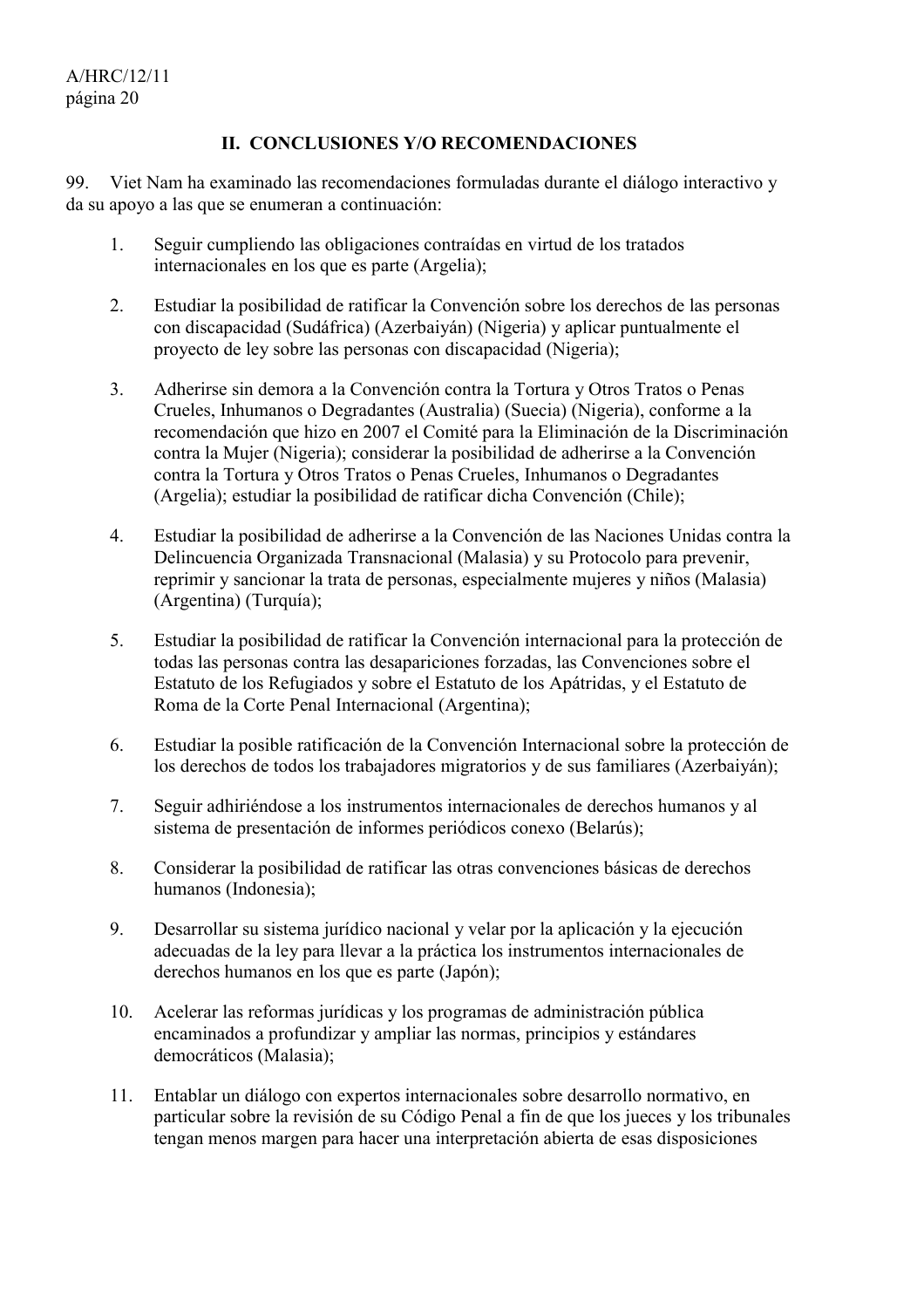## II. CONCLUSIONES Y/O RECOMENDACIONES

99. Viet Nam ha examinado las recomendaciones formuladas durante el diálogo interactivo y da su apoyo a las que se enumeran a continuación:

1. Seguir cumpliendo las obligaciones contraídas en virtud de los tratados internacionales en los que es parte (Argelia);

2. Estudiar la posibilidad de ratificar la Convención sobre los derechos de las personas con discapacidad (Sudáfrica) (Azerbaiyán) (Nigeria) y aplicar puntualmente el proyecto de ley sobre las personas con discapacidad (Nigeria);

3. Adherirse sin demora a la Convención contra la Tortura y Otros Tratos o Penas Crueles, Inhumanos o Degradantes (Australia) (Suecia) (Nigeria), conforme a la recomendación que hizo en 2007 el Comité para la Eliminación de la Discriminación contra la Mujer (Nigeria); considerar la posibilidad de adherirse a la Convención contra la Tortura y Otros Tratos o Penas Crueles, Inhumanos o Degradantes (Argelia); estudiar la posibilidad de ratificar dicha Convención (Chile);

4. Estudiar la posibilidad de adherirse a la Convención de las Naciones Unidas contra la Delincuencia Organizada Transnacional (Malasia) y su Protocolo para prevenir, reprimir y sancionar la trata de personas, especialmente mujeres y niños (Malasia) (Argentina) (Turquía);

5. Estudiar la posibilidad de ratificar la Convención internacional para la protección de todas las personas contra las desapariciones forzadas, las Convenciones sobre el Estatuto de los Refugiados y sobre el Estatuto de los Apátridas, y el Estatuto de Roma de la Corte Penal Internacional (Argentina);

6. Estudiar la posible ratificación de la Convención Internacional sobre la protección de los derechos de todos los trabajadores migratorios y de sus familiares (Azerbaiyán);

7. Seguir adhiriéndose a los instrumentos internacionales de derechos humanos y al sistema de presentación de informes periódicos conexo (Belarús);

8. Considerar la posibilidad de ratificar las otras convenciones básicas de derechos humanos (Indonesia);

9. Desarrollar su sistema jurídico nacional y velar por la aplicación y la ejecución adecuadas de la ley para llevar a la práctica los instrumentos internacionales de derechos humanos en los que es parte (Japón);

10. Acelerar las reformas jurídicas y los programas de administración pública encaminados a profundizar y ampliar las normas, principios y estándares democráticos (Malasia);

11. Entablar un diálogo con expertos internacionales sobre desarrollo normativo, en particular sobre la revisión de su Código Penal a fin de que los jueces y los tribunales tengan menos margen para hacer una interpretación abierta de esas disposiciones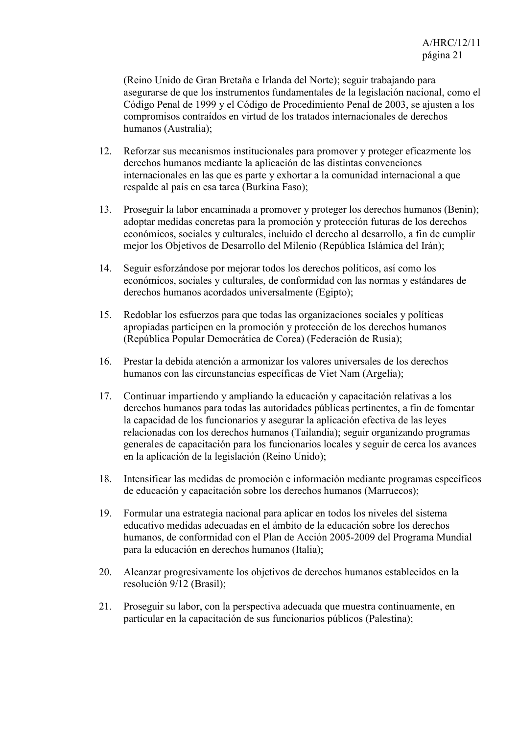(Reino Unido de Gran Bretaña e Irlanda del Norte); seguir trabajando para asegurarse de que los instrumentos fundamentales de la legislación nacional, como el Código Penal de 1999 y el Código de Procedimiento Penal de 2003, se ajusten a los compromisos contraídos en virtud de los tratados internacionales de derechos humanos (Australia);

12. Reforzar sus mecanismos institucionales para promover y proteger eficazmente los derechos humanos mediante la aplicación de las distintas convenciones internacionales en las que es parte y exhortar a la comunidad internacional a que respalde al país en esa tarea (Burkina Faso);

13. Proseguir la labor encaminada a promover y proteger los derechos humanos (Benin); adoptar medidas concretas para la promoción y protección futuras de los derechos económicos, sociales y culturales, incluido el derecho al desarrollo, a fin de cumplir mejor los Objetivos de Desarrollo del Milenio (República Islámica del Irán);

14. Seguir esforzándose por mejorar todos los derechos políticos, así como los económicos, sociales y culturales, de conformidad con las normas y estándares de derechos humanos acordados universalmente (Egipto);

15. Redoblar los esfuerzos para que todas las organizaciones sociales y políticas apropiadas participen en la promoción y protección de los derechos humanos (República Popular Democrática de Corea) (Federación de Rusia);

16. Prestar la debida atención a armonizar los valores universales de los derechos humanos con las circunstancias específicas de Viet Nam (Argelia);

17. Continuar impartiendo y ampliando la educación y capacitación relativas a los derechos humanos para todas las autoridades públicas pertinentes, a fin de fomentar la capacidad de los funcionarios y asegurar la aplicación efectiva de las leyes relacionadas con los derechos humanos (Tailandia); seguir organizando programas generales de capacitación para los funcionarios locales y seguir de cerca los avances en la aplicación de la legislación (Reino Unido);

18. Intensificar las medidas de promoción e información mediante programas específicos de educación y capacitación sobre los derechos humanos (Marruecos);

19. Formular una estrategia nacional para aplicar en todos los niveles del sistema educativo medidas adecuadas en el ámbito de la educación sobre los derechos humanos, de conformidad con el Plan de Acción 2005-2009 del Programa Mundial para la educación en derechos humanos (Italia);

20. Alcanzar progresivamente los objetivos de derechos humanos establecidos en la resolución 9/12 (Brasil);

21. Proseguir su labor, con la perspectiva adecuada que muestra continuamente, en particular en la capacitación de sus funcionarios públicos (Palestina);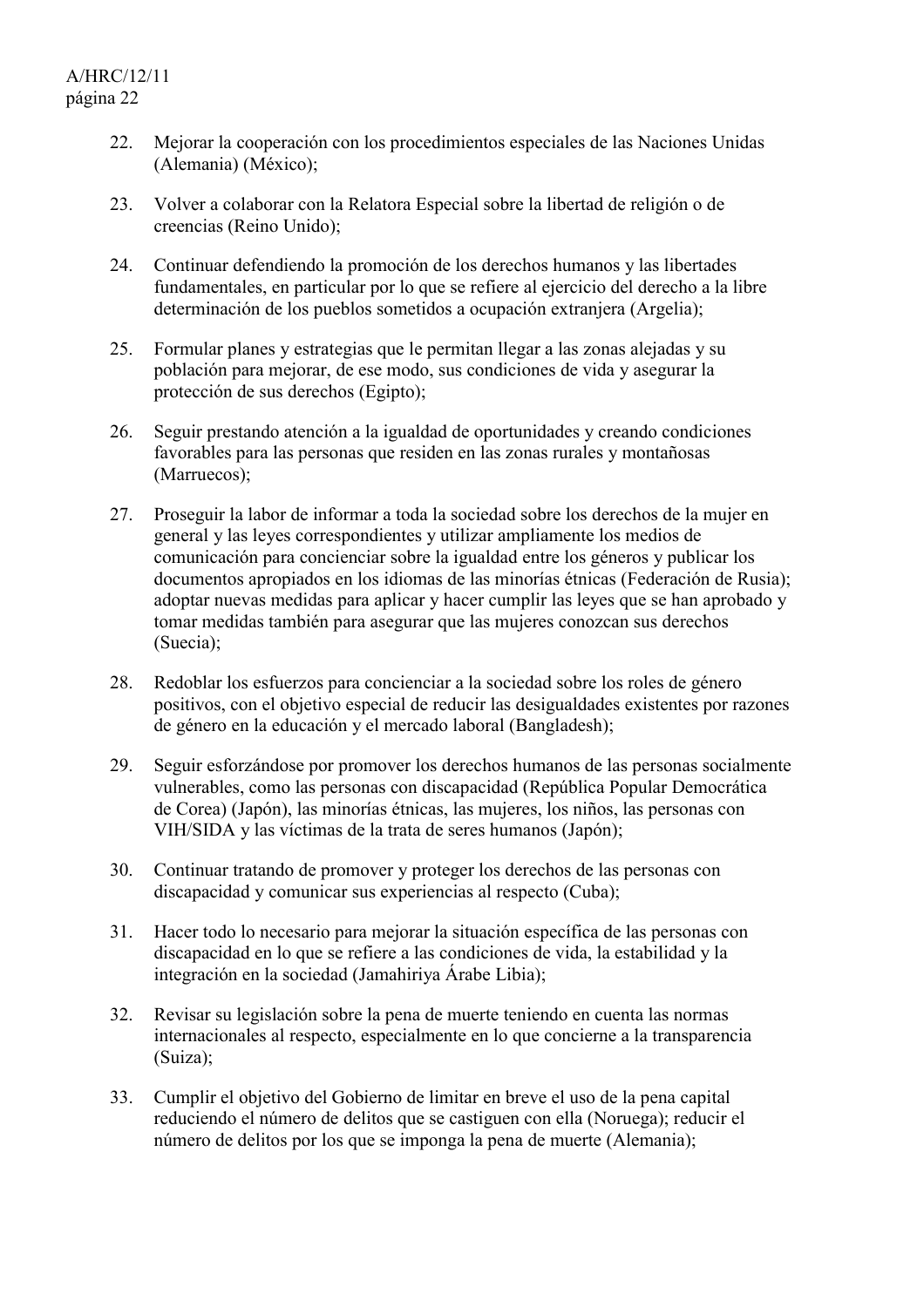22. Mejorar la cooperación con los procedimientos especiales de las Naciones Unidas (Alemania) (México);

23. Volver a colaborar con la Relatora Especial sobre la libertad de religión o de creencias (Reino Unido);

24. Continuar defendiendo la promoción de los derechos humanos y las libertades fundamentales, en particular por lo que se refiere al ejercicio del derecho a la libre determinación de los pueblos sometidos a ocupación extranjera (Argelia);

25. Formular planes y estrategias que le permitan llegar a las zonas alejadas y su población para mejorar, de ese modo, sus condiciones de vida y asegurar la protección de sus derechos (Egipto);

26. Seguir prestando atención a la igualdad de oportunidades y creando condiciones favorables para las personas que residen en las zonas rurales y montañosas (Marruecos);

27. Proseguir la labor de informar a toda la sociedad sobre los derechos de la mujer en general y las leyes correspondientes y utilizar ampliamente los medios de comunicación para concienciar sobre la igualdad entre los géneros y publicar los documentos apropiados en los idiomas de las minorías étnicas (Federación de Rusia); adoptar nuevas medidas para aplicar y hacer cumplir las leyes que se han aprobado y tomar medidas también para asegurar que las mujeres conozcan sus derechos (Suecia);

28. Redoblar los esfuerzos para concienciar a la sociedad sobre los roles de género positivos, con el objetivo especial de reducir las desigualdades existentes por razones de género en la educación y el mercado laboral (Bangladesh);

29. Seguir esforzándose por promover los derechos humanos de las personas socialmente vulnerables, como las personas con discapacidad (República Popular Democrática de Corea) (Japón), las minorías étnicas, las mujeres, los niños, las personas con VIH/SIDA y las víctimas de la trata de seres humanos (Japón);

30. Continuar tratando de promover y proteger los derechos de las personas con discapacidad y comunicar sus experiencias al respecto (Cuba);

31. Hacer todo lo necesario para mejorar la situación específica de las personas con discapacidad en lo que se refiere a las condiciones de vida, la estabilidad y la integración en la sociedad (Jamahiriya Árabe Libia);

32. Revisar su legislación sobre la pena de muerte teniendo en cuenta las normas internacionales al respecto, especialmente en lo que concierne a la transparencia (Suiza);

33. Cumplir el objetivo del Gobierno de limitar en breve el uso de la pena capital reduciendo el número de delitos que se castiguen con ella (Noruega); reducir el número de delitos por los que se imponga la pena de muerte (Alemania);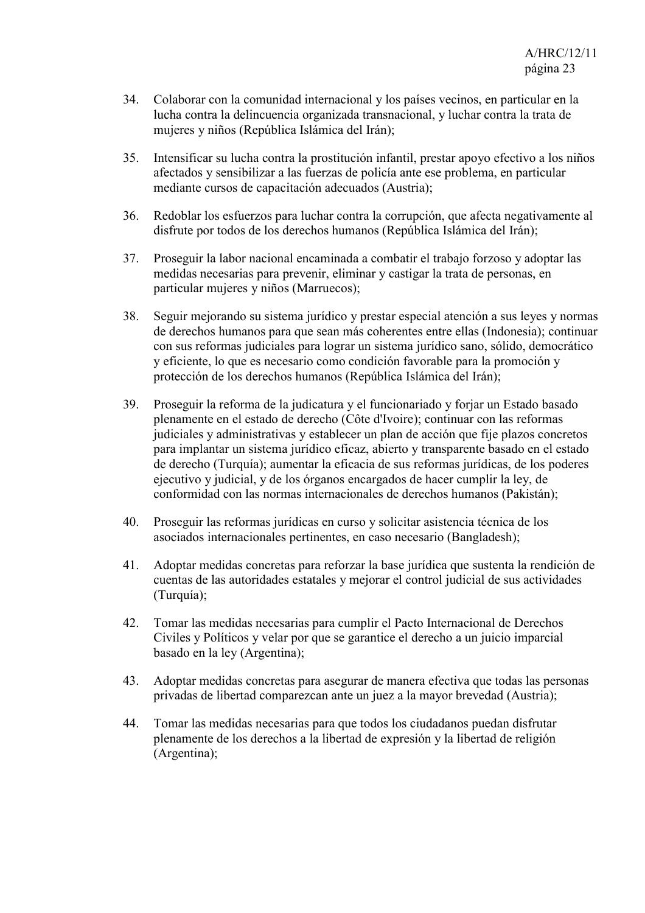34. Colaborar con la comunidad internacional y los países vecinos, en particular en la lucha contra la delincuencia organizada transnacional, y luchar contra la trata de mujeres y niños (República Islámica del Irán);

35. Intensificar su lucha contra la prostitución infantil, prestar apoyo efectivo a los niños afectados y sensibilizar a las fuerzas de policía ante ese problema, en particular mediante cursos de capacitación adecuados (Austria);

36. Redoblar los esfuerzos para luchar contra la corrupción, que afecta negativamente al disfrute por todos de los derechos humanos (República Islámica del Irán);

37. Proseguir la labor nacional encaminada a combatir el trabajo forzoso y adoptar las medidas necesarias para prevenir, eliminar y castigar la trata de personas, en particular mujeres y niños (Marruecos);

38. Seguir mejorando su sistema jurídico y prestar especial atención a sus leyes y normas de derechos humanos para que sean más coherentes entre ellas (Indonesia); continuar con sus reformas judiciales para lograr un sistema jurídico sano, sólido, democrático y eficiente, lo que es necesario como condición favorable para la promoción y protección de los derechos humanos (República Islámica del Irán);

39. Proseguir la reforma de la judicatura y el funcionariado y forjar un Estado basado plenamente en el estado de derecho (Côte d'Ivoire); continuar con las reformas judiciales y administrativas y establecer un plan de acción que fije plazos concretos para implantar un sistema jurídico eficaz, abierto y transparente basado en el estado de derecho (Turquía); aumentar la eficacia de sus reformas jurídicas, de los poderes ejecutivo y judicial, y de los órganos encargados de hacer cumplir la ley, de conformidad con las normas internacionales de derechos humanos (Pakistán);

40. Proseguir las reformas jurídicas en curso y solicitar asistencia técnica de los asociados internacionales pertinentes, en caso necesario (Bangladesh);

41. Adoptar medidas concretas para reforzar la base jurídica que sustenta la rendición de cuentas de las autoridades estatales y mejorar el control judicial de sus actividades (Turquía);

42. Tomar las medidas necesarias para cumplir el Pacto Internacional de Derechos Civiles y Políticos y velar por que se garantice el derecho a un juicio imparcial basado en la ley (Argentina);

43. Adoptar medidas concretas para asegurar de manera efectiva que todas las personas privadas de libertad comparezcan ante un juez a la mayor brevedad (Austria);

44. Tomar las medidas necesarias para que todos los ciudadanos puedan disfrutar plenamente de los derechos a la libertad de expresión y la libertad de religión (Argentina);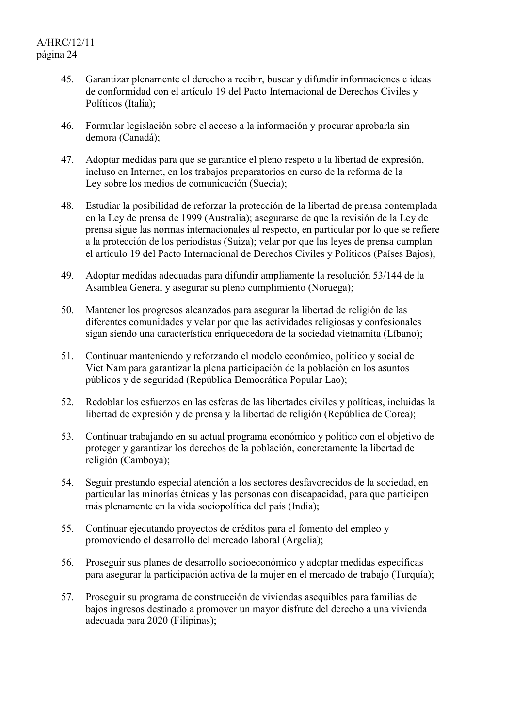45. Garantizar plenamente el derecho a recibir, buscar y difundir informaciones e ideas de conformidad con el artículo 19 del Pacto Internacional de Derechos Civiles y Políticos (Italia);

46. Formular legislación sobre el acceso a la información y procurar aprobarla sin demora (Canadá);

47. Adoptar medidas para que se garantice el pleno respeto a la libertad de expresión, incluso en Internet, en los trabajos preparatorios en curso de la reforma de la Ley sobre los medios de comunicación (Suecia);

48. Estudiar la posibilidad de reforzar la protección de la libertad de prensa contemplada en la Ley de prensa de 1999 (Australia); asegurarse de que la revisión de la Ley de prensa sigue las normas internacionales al respecto, en particular por lo que se refiere a la protección de los periodistas (Suiza); velar por que las leyes de prensa cumplan el artículo 19 del Pacto Internacional de Derechos Civiles y Políticos (Países Bajos);

49. Adoptar medidas adecuadas para difundir ampliamente la resolución 53/144 de la Asamblea General y asegurar su pleno cumplimiento (Noruega);

50. Mantener los progresos alcanzados para asegurar la libertad de religión de las diferentes comunidades y velar por que las actividades religiosas y confesionales sigan siendo una característica enriquecedora de la sociedad vietnamita (Líbano);

51. Continuar manteniendo y reforzando el modelo económico, político y social de Viet Nam para garantizar la plena participación de la población en los asuntos públicos y de seguridad (República Democrática Popular Lao);

52. Redoblar los esfuerzos en las esferas de las libertades civiles y políticas, incluidas la libertad de expresión y de prensa y la libertad de religión (República de Corea);

53. Continuar trabajando en su actual programa económico y político con el objetivo de proteger y garantizar los derechos de la población, concretamente la libertad de religión (Camboya);

54. Seguir prestando especial atención a los sectores desfavorecidos de la sociedad, en particular las minorías étnicas y las personas con discapacidad, para que participen más plenamente en la vida sociopolítica del país (India);

55. Continuar ejecutando proyectos de créditos para el fomento del empleo y promoviendo el desarrollo del mercado laboral (Argelia);

56. Proseguir sus planes de desarrollo socioeconómico y adoptar medidas específicas para asegurar la participación activa de la mujer en el mercado de trabajo (Turquía);

57. Proseguir su programa de construcción de viviendas asequibles para familias de bajos ingresos destinado a promover un mayor disfrute del derecho a una vivienda adecuada para 2020 (Filipinas);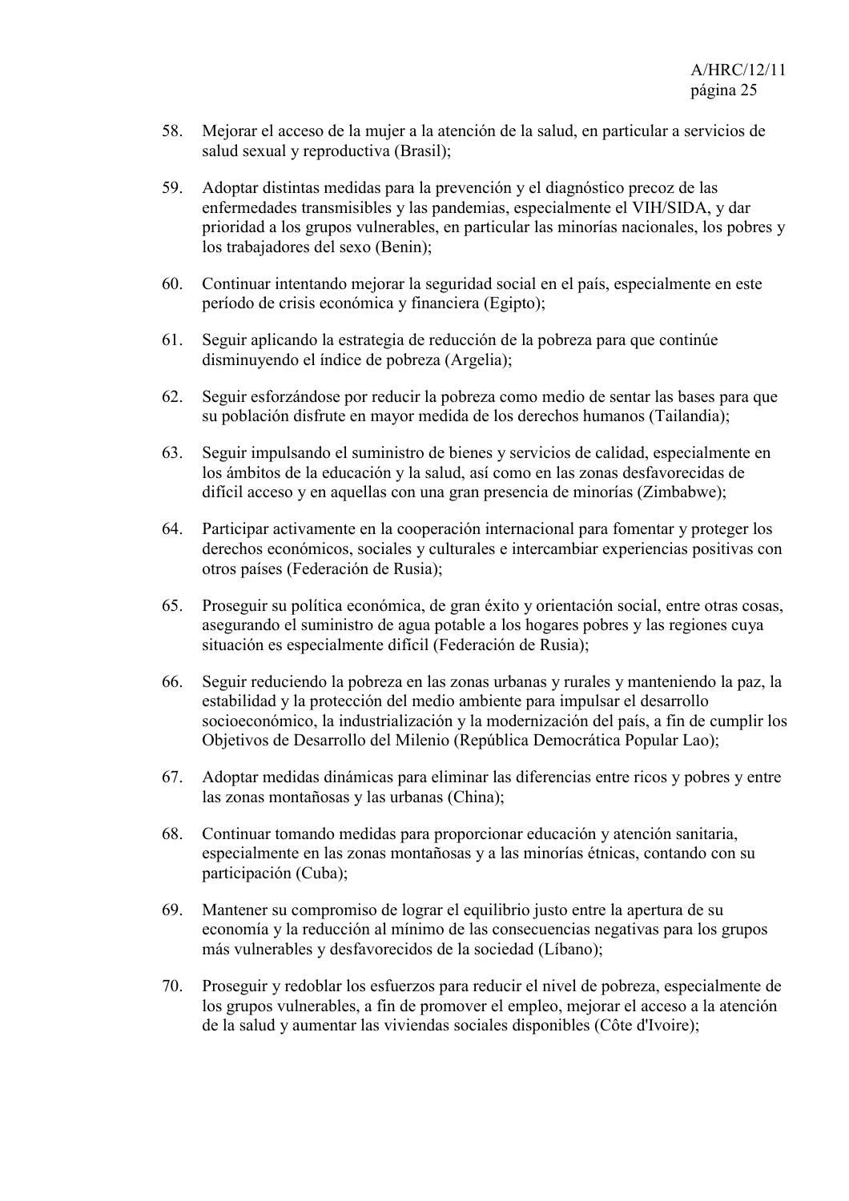58. Mejorar el acceso de la mujer a la atención de la salud, en particular a servicios de salud sexual y reproductiva (Brasil);

59. Adoptar distintas medidas para la prevención y el diagnóstico precoz de las enfermedades transmisibles y las pandemias, especialmente el VIH/SIDA, y dar prioridad a los grupos vulnerables, en particular las minorías nacionales, los pobres y los trabajadores del sexo (Benin);

60. Continuar intentando mejorar la seguridad social en el país, especialmente en este período de crisis económica y financiera (Egipto);

61. Seguir aplicando la estrategia de reducción de la pobreza para que continúe disminuyendo el índice de pobreza (Argelia);

62. Seguir esforzándose por reducir la pobreza como medio de sentar las bases para que su población disfrute en mayor medida de los derechos humanos (Tailandia);

63. Seguir impulsando el suministro de bienes y servicios de calidad, especialmente en los ámbitos de la educación y la salud, así como en las zonas desfavorecidas de difícil acceso y en aquellas con una gran presencia de minorías (Zimbabwe);

64. Participar activamente en la cooperación internacional para fomentar y proteger los derechos económicos, sociales y culturales e intercambiar experiencias positivas con otros países (Federación de Rusia);

65. Proseguir su política económica, de gran éxito y orientación social, entre otras cosas, asegurando el suministro de agua potable a los hogares pobres y las regiones cuya situación es especialmente difícil (Federación de Rusia);

66. Seguir reduciendo la pobreza en las zonas urbanas y rurales y manteniendo la paz, la estabilidad y la protección del medio ambiente para impulsar el desarrollo socioeconómico, la industrialización y la modernización del país, a fin de cumplir los Objetivos de Desarrollo del Milenio (República Democrática Popular Lao);

67. Adoptar medidas dinámicas para eliminar las diferencias entre ricos y pobres y entre las zonas montañosas y las urbanas (China);

68. Continuar tomando medidas para proporcionar educación y atención sanitaria, especialmente en las zonas montañosas y a las minorías étnicas, contando con su participación (Cuba);

69. Mantener su compromiso de lograr el equilibrio justo entre la apertura de su economía y la reducción al mínimo de las consecuencias negativas para los grupos más vulnerables y desfavorecidos de la sociedad (Líbano);

70. Proseguir y redoblar los esfuerzos para reducir el nivel de pobreza, especialmente de los grupos vulnerables, a fin de promover el empleo, mejorar el acceso a la atención de la salud y aumentar las viviendas sociales disponibles (Côte d'Ivoire);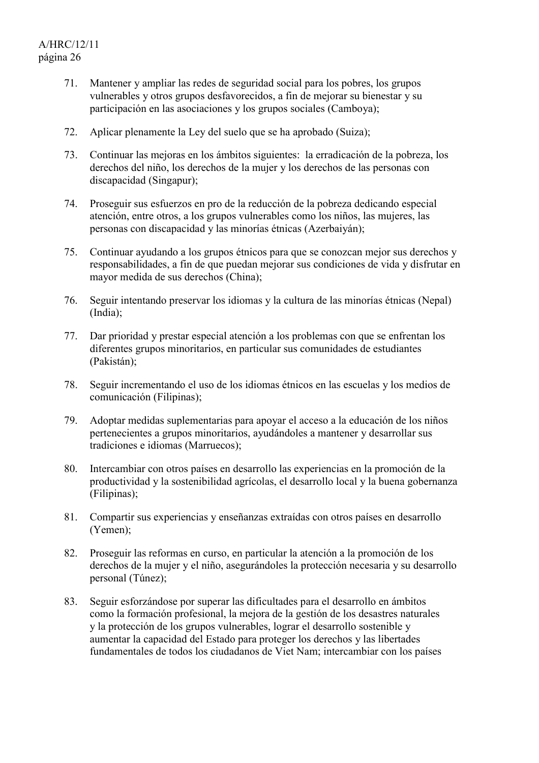71. Mantener y ampliar las redes de seguridad social para los pobres, los grupos vulnerables y otros grupos desfavorecidos, a fin de mejorar su bienestar y su participación en las asociaciones y los grupos sociales (Camboya);

72. Aplicar plenamente la Ley del suelo que se ha aprobado (Suiza);

73. Continuar las mejoras en los ámbitos siguientes: la erradicación de la pobreza, los derechos del niño, los derechos de la mujer y los derechos de las personas con discapacidad (Singapur);

74. Proseguir sus esfuerzos en pro de la reducción de la pobreza dedicando especial atención, entre otros, a los grupos vulnerables como los niños, las mujeres, las personas con discapacidad y las minorías étnicas (Azerbaiyán);

75. Continuar ayudando a los grupos étnicos para que se conozcan mejor sus derechos y responsabilidades, a fin de que puedan mejorar sus condiciones de vida y disfrutar en mayor medida de sus derechos (China);

76. Seguir intentando preservar los idiomas y la cultura de las minorías étnicas (Nepal) (India);

77. Dar prioridad y prestar especial atención a los problemas con que se enfrentan los diferentes grupos minoritarios, en particular sus comunidades de estudiantes (Pakistán);

78. Seguir incrementando el uso de los idiomas étnicos en las escuelas y los medios de comunicación (Filipinas);

79. Adoptar medidas suplementarias para apoyar el acceso a la educación de los niños pertenecientes a grupos minoritarios, ayudándoles a mantener y desarrollar sus tradiciones e idiomas (Marruecos);

80. Intercambiar con otros países en desarrollo las experiencias en la promoción de la productividad y la sostenibilidad agrícolas, el desarrollo local y la buena gobernanza (Filipinas);

81. Compartir sus experiencias y enseñanzas extraídas con otros países en desarrollo (Yemen);

82. Proseguir las reformas en curso, en particular la atención a la promoción de los derechos de la mujer y el niño, asegurándoles la protección necesaria y su desarrollo personal (Túnez);

83. Seguir esforzándose por superar las dificultades para el desarrollo en ámbitos como la formación profesional, la mejora de la gestión de los desastres naturales y la protección de los grupos vulnerables, lograr el desarrollo sostenible y aumentar la capacidad del Estado para proteger los derechos y las libertades fundamentales de todos los ciudadanos de Viet Nam; intercambiar con los países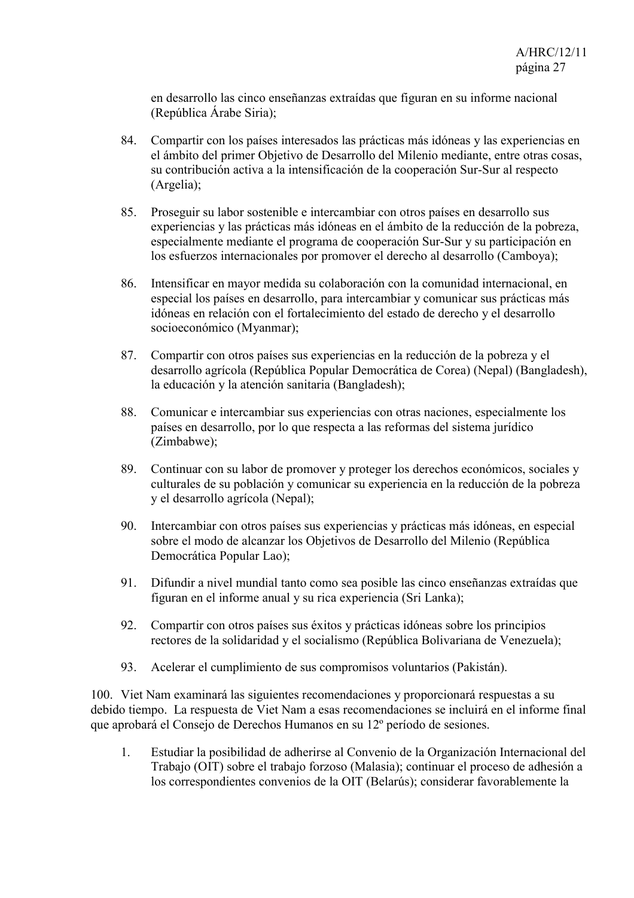en desarrollo las cinco enseñanzas extraídas que figuran en su informe nacional (República Árabe Siria);

84. Compartir con los países interesados las prácticas más idóneas y las experiencias en el ámbito del primer Objetivo de Desarrollo del Milenio mediante, entre otras cosas, su contribución activa a la intensificación de la cooperación Sur-Sur al respecto (Argelia);

85. Proseguir su labor sostenible e intercambiar con otros países en desarrollo sus experiencias y las prácticas más idóneas en el ámbito de la reducción de la pobreza, especialmente mediante el programa de cooperación Sur-Sur y su participación en los esfuerzos internacionales por promover el derecho al desarrollo (Camboya);

86. Intensificar en mayor medida su colaboración con la comunidad internacional, en especial los países en desarrollo, para intercambiar y comunicar sus prácticas más idóneas en relación con el fortalecimiento del estado de derecho y el desarrollo socioeconómico (Myanmar);

87. Compartir con otros países sus experiencias en la reducción de la pobreza y el desarrollo agrícola (República Popular Democrática de Corea) (Nepal) (Bangladesh), la educación y la atención sanitaria (Bangladesh);

88. Comunicar e intercambiar sus experiencias con otras naciones, especialmente los países en desarrollo, por lo que respecta a las reformas del sistema jurídico (Zimbabwe);

89. Continuar con su labor de promover y proteger los derechos económicos, sociales y culturales de su población y comunicar su experiencia en la reducción de la pobreza y el desarrollo agrícola (Nepal);

90. Intercambiar con otros países sus experiencias y prácticas más idóneas, en especial sobre el modo de alcanzar los Objetivos de Desarrollo del Milenio (República Democrática Popular Lao);

91. Difundir a nivel mundial tanto como sea posible las cinco enseñanzas extraídas que figuran en el informe anual y su rica experiencia (Sri Lanka);

92. Compartir con otros países sus éxitos y prácticas idóneas sobre los principios rectores de la solidaridad y el socialismo (República Bolivariana de Venezuela);

93. Acelerar el cumplimiento de sus compromisos voluntarios (Pakistán).

100. Viet Nam examinará las siguientes recomendaciones y proporcionará respuestas a su debido tiempo. La respuesta de Viet Nam a esas recomendaciones se incluirá en el informe final que aprobará el Consejo de Derechos Humanos en su 12º período de sesiones.

1. Estudiar la posibilidad de adherirse al Convenio de la Organización Internacional del Trabajo (OIT) sobre el trabajo forzoso (Malasia); continuar el proceso de adhesión a los correspondientes convenios de la OIT (Belarús); considerar favorablemente la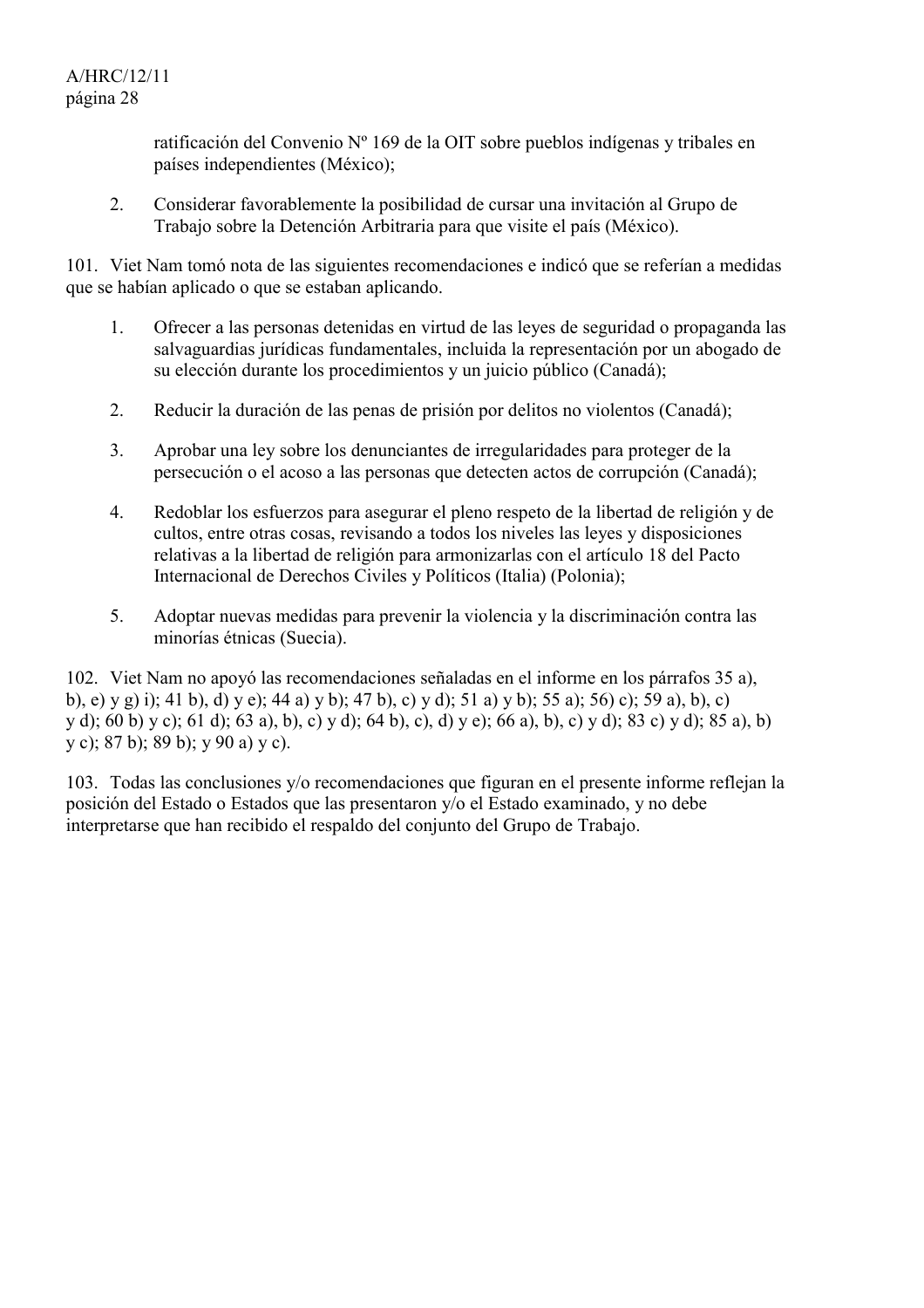ratificación del Convenio Nº 169 de la OIT sobre pueblos indígenas y tribales en países independientes (México);

2. Considerar favorablemente la posibilidad de cursar una invitación al Grupo de Trabajo sobre la Detención Arbitraria para que visite el país (México).

101. Viet Nam tomó nota de las siguientes recomendaciones e indicó que se referían a medidas que se habían aplicado o que se estaban aplicando.

1. Ofrecer a las personas detenidas en virtud de las leyes de seguridad o propaganda las salvaguardias jurídicas fundamentales, incluida la representación por un abogado de su elección durante los procedimientos y un juicio público (Canadá);

2. Reducir la duración de las penas de prisión por delitos no violentos (Canadá);

3. Aprobar una ley sobre los denunciantes de irregularidades para proteger de la persecución o el acoso a las personas que detecten actos de corrupción (Canadá);

4. Redoblar los esfuerzos para asegurar el pleno respeto de la libertad de religión y de cultos, entre otras cosas, revisando a todos los niveles las leyes y disposiciones relativas a la libertad de religión para armonizarlas con el artículo 18 del Pacto Internacional de Derechos Civiles y Políticos (Italia) (Polonia);

5. Adoptar nuevas medidas para prevenir la violencia y la discriminación contra las minorías étnicas (Suecia).

102. Viet Nam no apoyó las recomendaciones señaladas en el informe en los párrafos 35 a), b), e) y g) i); 41 b), d) y e); 44 a) y b); 47 b), c) y d); 51 a) y b); 55 a); 56) c); 59 a), b), c) y d); 60 b) y c); 61 d); 63 a), b), c) y d); 64 b), c), d) y e); 66 a), b), c) y d); 83 c) y d); 85 a), b) y c); 87 b); 89 b); y 90 a) y c).

103. Todas las conclusiones y/o recomendaciones que figuran en el presente informe reflejan la posición del Estado o Estados que las presentaron y/o el Estado examinado, y no debe interpretarse que han recibido el respaldo del conjunto del Grupo de Trabajo.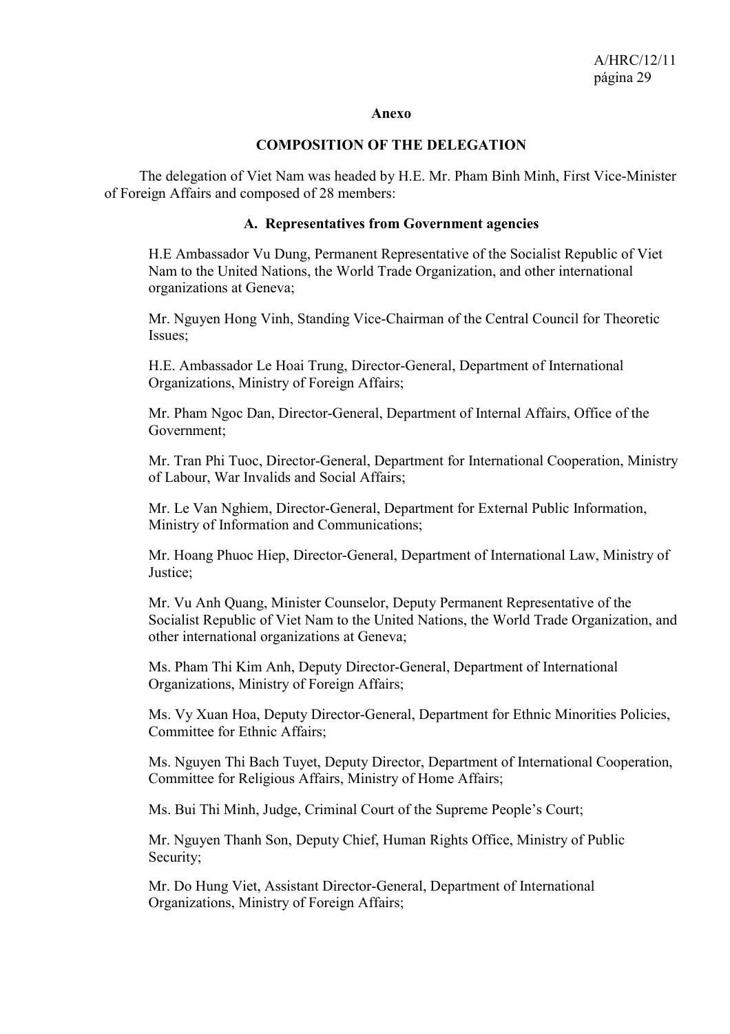**Anexo**

**COMPOSITION OF THE DELEGATION**

The delegation of Viet Nam was headed by H.E. Mr. Pham Binh Minh, First Vice-Minister of Foreign Affairs and composed of 28 members:

**A. Representatives from Government agencies**

H.E Ambassador Vu Dung, Permanent Representative of the Socialist Republic of Viet Nam to the United Nations, the World Trade Organization, and other international organizations at Geneva;

Mr. Nguyen Hong Vinh, Standing Vice-Chairman of the Central Council for Theoretic Issues;

H.E. Ambassador Le Hoai Trung, Director-General, Department of International Organizations, Ministry of Foreign Affairs;

Mr. Pham Ngoc Dan, Director-General, Department of Internal Affairs, Office of the Government;

Mr. Tran Phi Tuoc, Director-General, Department for International Cooperation, Ministry of Labour, War Invalids and Social Affairs;

Mr. Le Van Nghiem, Director-General, Department for External Public Information, Ministry of Information and Communications;

Mr. Hoang Phuoc Hiep, Director-General, Department of International Law, Ministry of Justice;

Mr. Vu Anh Quang, Minister Counselor, Deputy Permanent Representative of the Socialist Republic of Viet Nam to the United Nations, the World Trade Organization, and other international organizations at Geneva;

Ms. Pham Thi Kim Anh, Deputy Director-General, Department of International Organizations, Ministry of Foreign Affairs;

Ms. Vy Xuan Hoa, Deputy Director-General, Department for Ethnic Minorities Policies, Committee for Ethnic Affairs;

Ms. Nguyen Thi Bach Tuyet, Deputy Director, Department of International Cooperation, Committee for Religious Affairs, Ministry of Home Affairs;

Ms. Bui Thi Minh, Judge, Criminal Court of the Supreme People's Court;

Mr. Nguyen Thanh Son, Deputy Chief, Human Rights Office, Ministry of Public Security;

Mr. Do Hung Viet, Assistant Director-General, Department of International Organizations, Ministry of Foreign Affairs;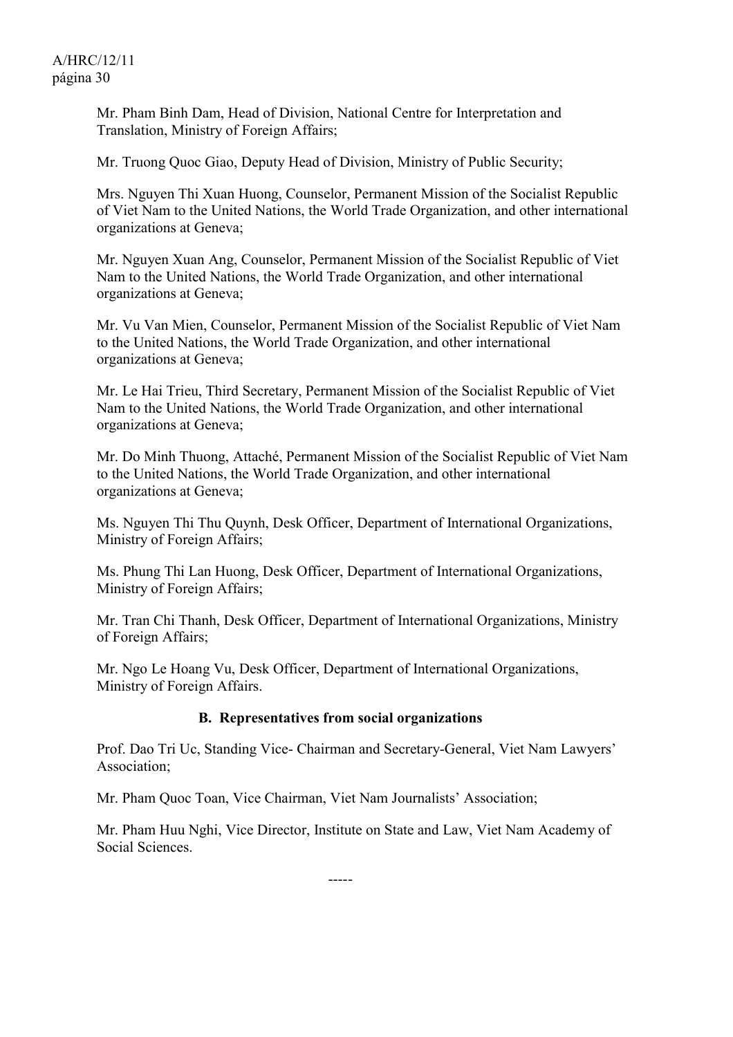Mr. Pham Binh Dam, Head of Division, National Centre for Interpretation and Translation, Ministry of Foreign Affairs;

Mr. Truong Quoc Giao, Deputy Head of Division, Ministry of Public Security;

Mrs. Nguyen Thi Xuan Huong, Counselor, Permanent Mission of the Socialist Republic of Viet Nam to the United Nations, the World Trade Organization, and other international organizations at Geneva;

Mr. Nguyen Xuan Ang, Counselor, Permanent Mission of the Socialist Republic of Viet Nam to the United Nations, the World Trade Organization, and other international organizations at Geneva;

Mr. Vu Van Mien, Counselor, Permanent Mission of the Socialist Republic of Viet Nam to the United Nations, the World Trade Organization, and other international organizations at Geneva;

Mr. Le Hai Trieu, Third Secretary, Permanent Mission of the Socialist Republic of Viet Nam to the United Nations, the World Trade Organization, and other international organizations at Geneva;

Mr. Do Minh Thuong, Attaché, Permanent Mission of the Socialist Republic of Viet Nam to the United Nations, the World Trade Organization, and other international organizations at Geneva;

Ms. Nguyen Thi Thu Quynh, Desk Officer, Department of International Organizations, Ministry of Foreign Affairs;

Ms. Phung Thi Lan Huong, Desk Officer, Department of International Organizations, Ministry of Foreign Affairs;

Mr. Tran Chi Thanh, Desk Officer, Department of International Organizations, Ministry of Foreign Affairs;

Mr. Ngo Le Hoang Vu, Desk Officer, Department of International Organizations, Ministry of Foreign Affairs.

### B. Representatives from social organizations

Prof. Dao Tri Uc, Standing Vice- Chairman and Secretary-General, Viet Nam Lawyers' Association;

Mr. Pham Quoc Toan, Vice Chairman, Viet Nam Journalists' Association;

Mr. Pham Huu Nghi, Vice Director, Institute on State and Law, Viet Nam Academy of Social Sciences.

-----